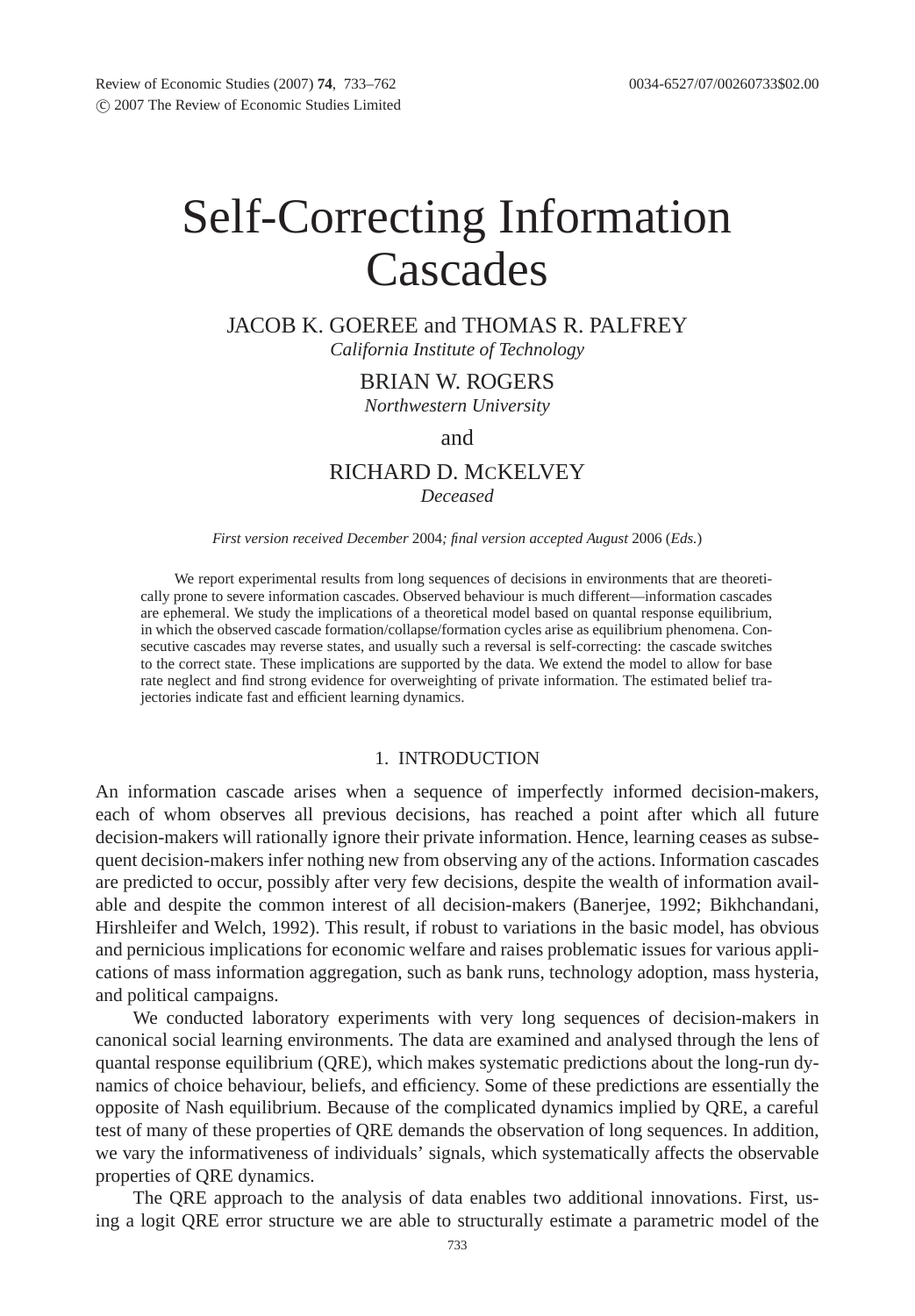# Self-Correcting Information Cascades

JACOB K. GOEREE and THOMAS R. PALFREY
*California Institute of Technology*

BRIAN W. ROGERS
*Northwestern University*

and

RICHARD D. MCKELVEY
*Deceased*

*First version received December* 2004*; final version accepted August* 2006 (*Eds.*)

We report experimental results from long sequences of decisions in environments that are theoretically prone to severe information cascades. Observed behaviour is much different—information cascades are ephemeral. We study the implications of a theoretical model based on quantal response equilibrium, in which the observed cascade formation/collapse/formation cycles arise as equilibrium phenomena. Consecutive cascades may reverse states, and usually such a reversal is self-correcting: the cascade switches to the correct state. These implications are supported by the data. We extend the model to allow for base rate neglect and find strong evidence for overweighting of private information. The estimated belief trajectories indicate fast and efficient learning dynamics.

## 1. INTRODUCTION

An information cascade arises when a sequence of imperfectly informed decision-makers, each of whom observes all previous decisions, has reached a point after which all future decision-makers will rationally ignore their private information. Hence, learning ceases as subsequent decision-makers infer nothing new from observing any of the actions. Information cascades are predicted to occur, possibly after very few decisions, despite the wealth of information available and despite the common interest of all decision-makers (Banerjee, 1992; Bikhchandani, Hirshleifer and Welch, 1992). This result, if robust to variations in the basic model, has obvious and pernicious implications for economic welfare and raises problematic issues for various applications of mass information aggregation, such as bank runs, technology adoption, mass hysteria, and political campaigns.

We conducted laboratory experiments with very long sequences of decision-makers in canonical social learning environments. The data are examined and analysed through the lens of quantal response equilibrium (QRE), which makes systematic predictions about the long-run dynamics of choice behaviour, beliefs, and efficiency. Some of these predictions are essentially the opposite of Nash equilibrium. Because of the complicated dynamics implied by QRE, a careful test of many of these properties of QRE demands the observation of long sequences. In addition, we vary the informativeness of individuals' signals, which systematically affects the observable properties of QRE dynamics.

The QRE approach to the analysis of data enables two additional innovations. First, using a logit QRE error structure we are able to structurally estimate a parametric model of the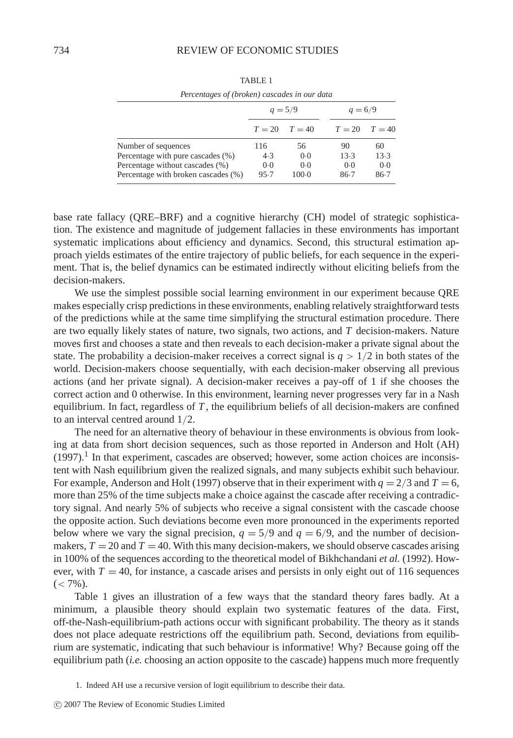TABLE 1

*Percentages of (broken) cascades in our data*

| | $q = 5/9$ | | $q = 6/9$ | |
|---|---|---|---|---|
| | $T = 20$ | $T = 40$ | $T = 20$ | $T = 40$ |
| Number of sequences | 116 | 56 | 90 | 60 |
| Percentage with pure cascades (%) | 4·3 | 0·0 | 13·3 | 13·3 |
| Percentage without cascades (%) | 0·0 | 0·0 | 0·0 | 0·0 |
| Percentage with broken cascades (%) | 95·7 | 100·0 | 86·7 | 86·7 |

base rate fallacy (QRE–BRF) and a cognitive hierarchy (CH) model of strategic sophistication. The existence and magnitude of judgement fallacies in these environments has important systematic implications about efficiency and dynamics. Second, this structural estimation approach yields estimates of the entire trajectory of public beliefs, for each sequence in the experiment. That is, the belief dynamics can be estimated indirectly without eliciting beliefs from the decision-makers.

We use the simplest possible social learning environment in our experiment because QRE makes especially crisp predictions in these environments, enabling relatively straightforward tests of the predictions while at the same time simplifying the structural estimation procedure. There are two equally likely states of nature, two signals, two actions, and $T$ decision-makers. Nature moves first and chooses a state and then reveals to each decision-maker a private signal about the state. The probability a decision-maker receives a correct signal is $q > 1/2$ in both states of the world. Decision-makers choose sequentially, with each decision-maker observing all previous actions (and her private signal). A decision-maker receives a pay-off of 1 if she chooses the correct action and 0 otherwise. In this environment, learning never progresses very far in a Nash equilibrium. In fact, regardless of $T$, the equilibrium beliefs of all decision-makers are confined to an interval centred around $1/2$.

The need for an alternative theory of behaviour in these environments is obvious from looking at data from short decision sequences, such as those reported in Anderson and Holt (AH) (1997).[1] In that experiment, cascades are observed; however, some action choices are inconsistent with Nash equilibrium given the realized signals, and many subjects exhibit such behaviour. For example, Anderson and Holt (1997) observe that in their experiment with $q = 2/3$ and $T = 6$, more than 25% of the time subjects make a choice against the cascade after receiving a contradictory signal. And nearly 5% of subjects who receive a signal consistent with the cascade choose the opposite action. Such deviations become even more pronounced in the experiments reported below where we vary the signal precision, $q = 5/9$ and $q = 6/9$, and the number of decision-makers, $T = 20$ and $T = 40$. With this many decision-makers, we should observe cascades arising in 100% of the sequences according to the theoretical model of Bikhchandani *et al.* (1992). However, with $T = 40$, for instance, a cascade arises and persists in only eight out of 116 sequences ($< 7\%$).

Table 1 gives an illustration of a few ways that the standard theory fares badly. At a minimum, a plausible theory should explain two systematic features of the data. First, off-the-Nash-equilibrium-path actions occur with significant probability. The theory as it stands does not place adequate restrictions off the equilibrium path. Second, deviations from equilibrium are systematic, indicating that such behaviour is informative! Why? Because going off the equilibrium path (*i.e.* choosing an action opposite to the cascade) happens much more frequently

1. Indeed AH use a recursive version of logit equilibrium to describe their data.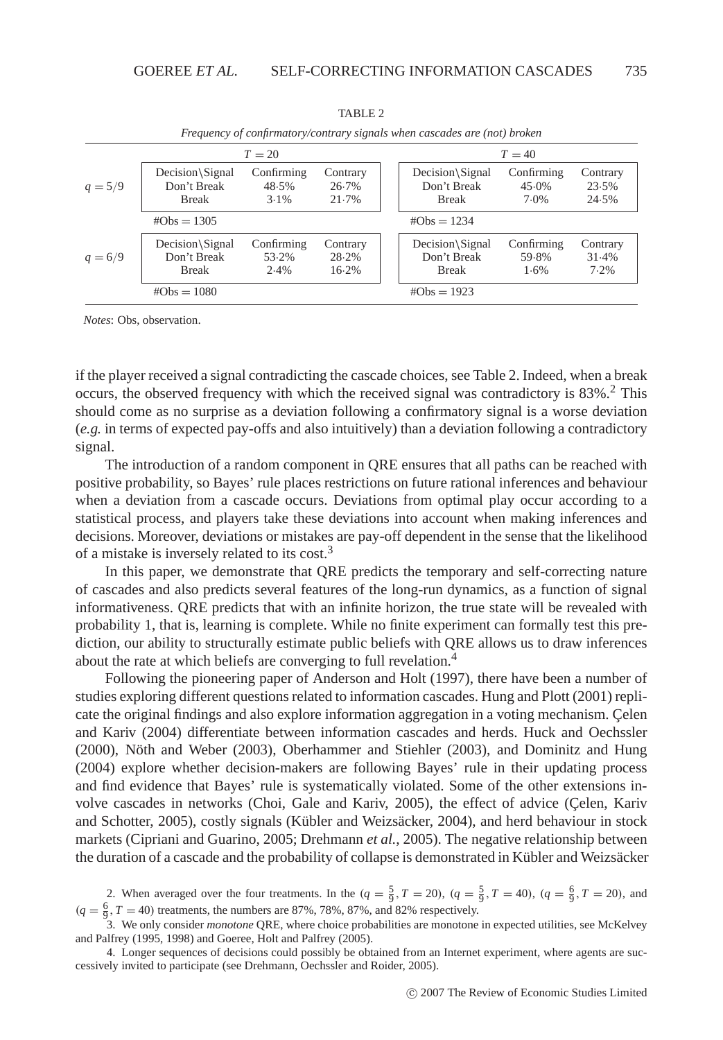TABLE 2

*Frequency of confirmatory/contrary signals when cascades are (not) broken*

| | $T = 20$ | | | $T = 40$ | | |
|---|---|---|---|---|---|---|
| $q = 5/9$ | Decision\Signal | Confirming | Contrary | Decision\Signal | Confirming | Contrary |
| | Don't Break | 48·5% | 26·7% | Don't Break | 45·0% | 23·5% |
| | Break | 3·1% | 21·7% | Break | 7·0% | 24·5% |
| | #Obs = 1305 | | | #Obs = 1234 | | |
| $q = 6/9$ | Decision\Signal | Confirming | Contrary | Decision\Signal | Confirming | Contrary |
| | Don't Break | 53·2% | 28·2% | Don't Break | 59·8% | 31·4% |
| | Break | 2·4% | 16·2% | Break | 1·6% | 7·2% |
| | #Obs = 1080 | | | #Obs = 1923 | | |

*Notes*: Obs, observation.

if the player received a signal contradicting the cascade choices, see Table 2. Indeed, when a break occurs, the observed frequency with which the received signal was contradictory is 83%.[2] This should come as no surprise as a deviation following a confirmatory signal is a worse deviation (*e.g.* in terms of expected pay-offs and also intuitively) than a deviation following a contradictory signal.

The introduction of a random component in QRE ensures that all paths can be reached with positive probability, so Bayes' rule places restrictions on future rational inferences and behaviour when a deviation from a cascade occurs. Deviations from optimal play occur according to a statistical process, and players take these deviations into account when making inferences and decisions. Moreover, deviations or mistakes are pay-off dependent in the sense that the likelihood of a mistake is inversely related to its cost.[3]

In this paper, we demonstrate that QRE predicts the temporary and self-correcting nature of cascades and also predicts several features of the long-run dynamics, as a function of signal informativeness. QRE predicts that with an infinite horizon, the true state will be revealed with probability 1, that is, learning is complete. While no finite experiment can formally test this prediction, our ability to structurally estimate public beliefs with QRE allows us to draw inferences about the rate at which beliefs are converging to full revelation.[4]

Following the pioneering paper of Anderson and Holt (1997), there have been a number of studies exploring different questions related to information cascades. Hung and Plott (2001) replicate the original findings and also explore information aggregation in a voting mechanism. Çelen and Kariv (2004) differentiate between information cascades and herds. Huck and Oechssler (2000), Nöth and Weber (2003), Oberhammer and Stiehler (2003), and Dominitz and Hung (2004) explore whether decision-makers are following Bayes' rule in their updating process and find evidence that Bayes' rule is systematically violated. Some of the other extensions involve cascades in networks (Choi, Gale and Kariv, 2005), the effect of advice (Çelen, Kariv and Schotter, 2005), costly signals (Kübler and Weizsäcker, 2004), and herd behaviour in stock markets (Cipriani and Guarino, 2005; Drehmann *et al.*, 2005). The negative relationship between the duration of a cascade and the probability of collapse is demonstrated in Kübler and Weizsäcker

2. When averaged over the four treatments. In the ($q = \frac{5}{9}, T = 20$), ($q = \frac{5}{9}, T = 40$), ($q = \frac{6}{9}, T = 20$), and ($q = \frac{6}{9}, T = 40$) treatments, the numbers are 87%, 78%, 87%, and 82% respectively.

3. We only consider *monotone* QRE, where choice probabilities are monotone in expected utilities, see McKelvey and Palfrey (1995, 1998) and Goeree, Holt and Palfrey (2005).

4. Longer sequences of decisions could possibly be obtained from an Internet experiment, where agents are successively invited to participate (see Drehmann, Oechssler and Roider, 2005).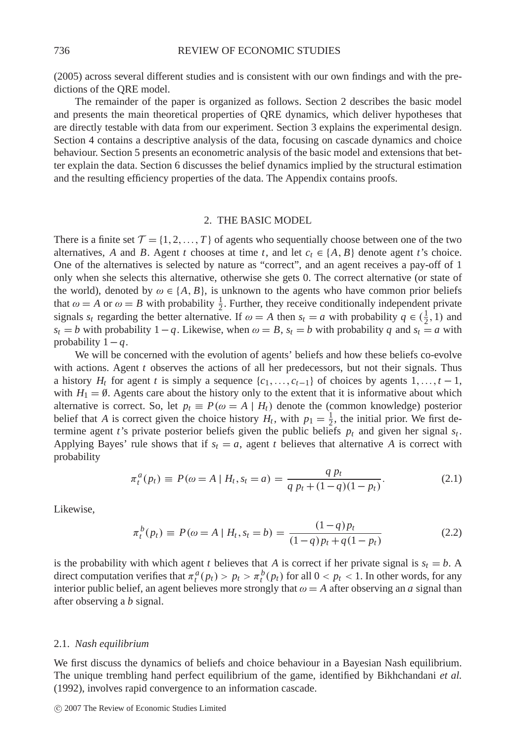(2005) across several different studies and is consistent with our own findings and with the predictions of the QRE model.

The remainder of the paper is organized as follows. Section 2 describes the basic model and presents the main theoretical properties of QRE dynamics, which deliver hypotheses that are directly testable with data from our experiment. Section 3 explains the experimental design. Section 4 contains a descriptive analysis of the data, focusing on cascade dynamics and choice behaviour. Section 5 presents an econometric analysis of the basic model and extensions that better explain the data. Section 6 discusses the belief dynamics implied by the structural estimation and the resulting efficiency properties of the data. The Appendix contains proofs.

## 2. THE BASIC MODEL

There is a finite set $\mathcal{T} = \{1, 2, \ldots, T\}$ of agents who sequentially choose between one of the two alternatives, $A$ and $B$. Agent $t$ chooses at time $t$, and let $c_t \in \{A, B\}$ denote agent $t$'s choice. One of the alternatives is selected by nature as "correct", and an agent receives a pay-off of 1 only when she selects this alternative, otherwise she gets 0. The correct alternative (or state of the world), denoted by $\omega \in \{A, B\}$, is unknown to the agents who have common prior beliefs that $\omega = A$ or $\omega = B$ with probability $\frac{1}{2}$. Further, they receive conditionally independent private signals $s_t$ regarding the better alternative. If $\omega = A$ then $s_t = a$ with probability $q \in (\frac{1}{2}, 1)$ and $s_t = b$ with probability $1 - q$. Likewise, when $\omega = B$, $s_t = b$ with probability $q$ and $s_t = a$ with probability $1 - q$.

We will be concerned with the evolution of agents' beliefs and how these beliefs co-evolve with actions. Agent $t$ observes the actions of all her predecessors, but not their signals. Thus a history $H_t$ for agent $t$ is simply a sequence $\{c_1, \ldots, c_{t-1}\}$ of choices by agents $1, \ldots, t-1$, with $H_1 = \emptyset$. Agents care about the history only to the extent that it is informative about which alternative is correct. So, let $p_t \equiv P(\omega = A \mid H_t)$ denote the (common knowledge) posterior belief that $A$ is correct given the choice history $H_t$, with $p_1 = \frac{1}{2}$, the initial prior. We first determine agent $t$'s private posterior beliefs given the public beliefs $p_t$ and given her signal $s_t$. Applying Bayes' rule shows that if $s_t = a$, agent $t$ believes that alternative $A$ is correct with probability

$$\pi_t^a(p_t) \equiv P(\omega = A \mid H_t, s_t = a) = \frac{q\, p_t}{q\, p_t + (1-q)(1-p_t)}. \tag{2.1}$$

Likewise,

$$\pi_t^b(p_t) \equiv P(\omega = A \mid H_t, s_t = b) = \frac{(1-q)\, p_t}{(1-q)\, p_t + q(1-p_t)} \tag{2.2}$$

is the probability with which agent $t$ believes that $A$ is correct if her private signal is $s_t = b$. A direct computation verifies that $\pi_t^a(p_t) > p_t > \pi_t^b(p_t)$ for all $0 < p_t < 1$. In other words, for any interior public belief, an agent believes more strongly that $\omega = A$ after observing an $a$ signal than after observing a $b$ signal.

### 2.1. *Nash equilibrium*

We first discuss the dynamics of beliefs and choice behaviour in a Bayesian Nash equilibrium. The unique trembling hand perfect equilibrium of the game, identified by Bikhchandani *et al.* (1992), involves rapid convergence to an information cascade.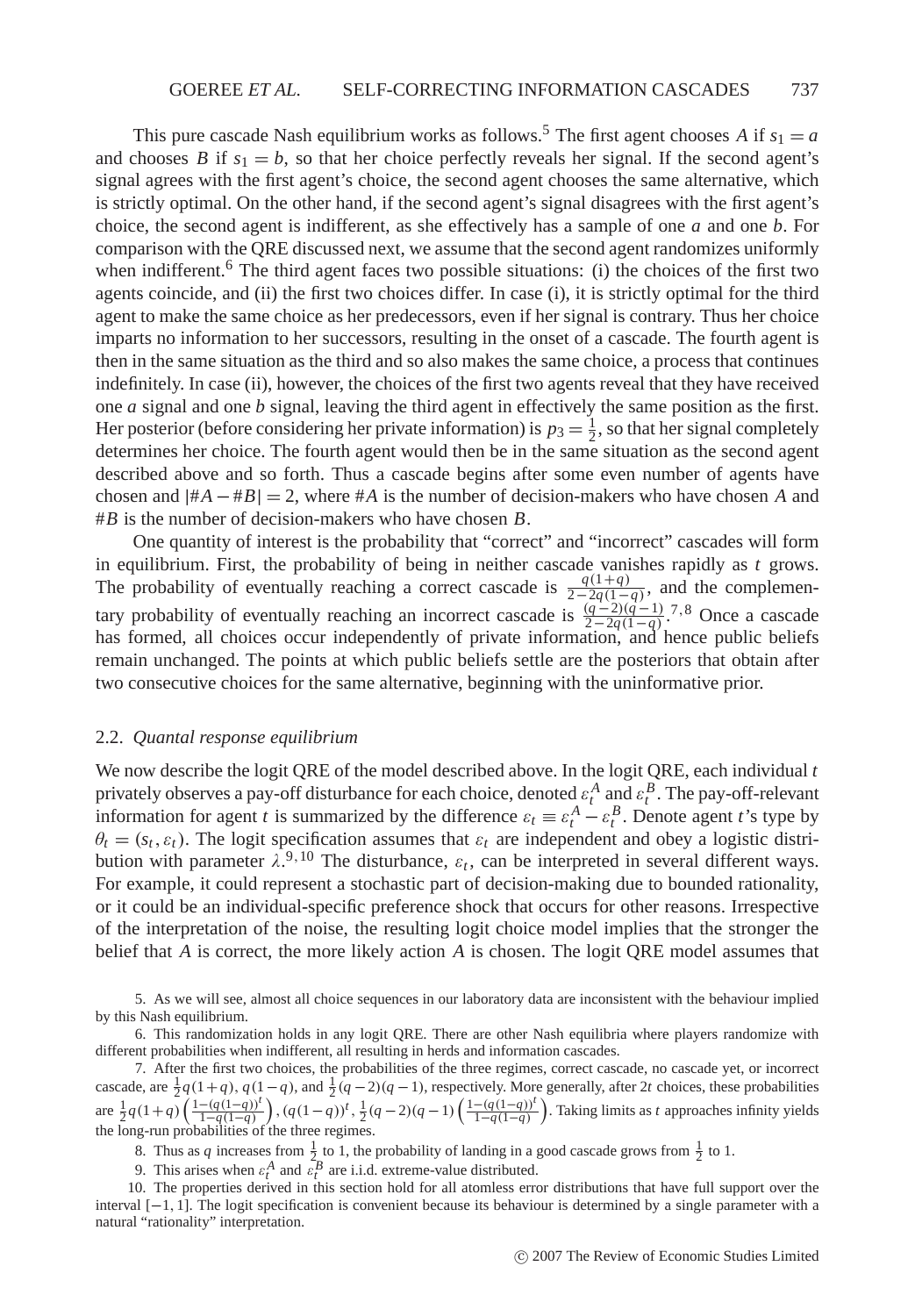This pure cascade Nash equilibrium works as follows.[5] The first agent chooses $A$ if $s_1 = a$ and chooses $B$ if $s_1 = b$, so that her choice perfectly reveals her signal. If the second agent's signal agrees with the first agent's choice, the second agent chooses the same alternative, which is strictly optimal. On the other hand, if the second agent's signal disagrees with the first agent's choice, the second agent is indifferent, as she effectively has a sample of one $a$ and one $b$. For comparison with the QRE discussed next, we assume that the second agent randomizes uniformly when indifferent.[6] The third agent faces two possible situations: (i) the choices of the first two agents coincide, and (ii) the first two choices differ. In case (i), it is strictly optimal for the third agent to make the same choice as her predecessors, even if her signal is contrary. Thus her choice imparts no information to her successors, resulting in the onset of a cascade. The fourth agent is then in the same situation as the third and so also makes the same choice, a process that continues indefinitely. In case (ii), however, the choices of the first two agents reveal that they have received one $a$ signal and one $b$ signal, leaving the third agent in effectively the same position as the first. Her posterior (before considering her private information) is $p_3 = \frac{1}{2}$, so that her signal completely determines her choice. The fourth agent would then be in the same situation as the second agent described above and so forth. Thus a cascade begins after some even number of agents have chosen and $|\#A - \#B| = 2$, where $\#A$ is the number of decision-makers who have chosen $A$ and $\#B$ is the number of decision-makers who have chosen $B$.

One quantity of interest is the probability that "correct" and "incorrect" cascades will form in equilibrium. First, the probability of being in neither cascade vanishes rapidly as $t$ grows. The probability of eventually reaching a correct cascade is $\frac{q(1+q)}{2-2q(1-q)}$, and the complementary probability of eventually reaching an incorrect cascade is $\frac{(q-2)(q-1)}{2-2q(1-q)}$.[7,8] Once a cascade has formed, all choices occur independently of private information, and hence public beliefs remain unchanged. The points at which public beliefs settle are the posteriors that obtain after two consecutive choices for the same alternative, beginning with the uninformative prior.

### 2.2. *Quantal response equilibrium*

We now describe the logit QRE of the model described above. In the logit QRE, each individual $t$ privately observes a pay-off disturbance for each choice, denoted $\varepsilon_t^A$ and $\varepsilon_t^B$. The pay-off-relevant information for agent $t$ is summarized by the difference $\varepsilon_t \equiv \varepsilon_t^A - \varepsilon_t^B$. Denote agent $t$'s type by $\theta_t = (s_t, \varepsilon_t)$. The logit specification assumes that $\varepsilon_t$ are independent and obey a logistic distribution with parameter $\lambda$.[9,10] The disturbance, $\varepsilon_t$, can be interpreted in several different ways. For example, it could represent a stochastic part of decision-making due to bounded rationality, or it could be an individual-specific preference shock that occurs for other reasons. Irrespective of the interpretation of the noise, the resulting logit choice model implies that the stronger the belief that $A$ is correct, the more likely action $A$ is chosen. The logit QRE model assumes that

5. As we will see, almost all choice sequences in our laboratory data are inconsistent with the behaviour implied by this Nash equilibrium.

6. This randomization holds in any logit QRE. There are other Nash equilibria where players randomize with different probabilities when indifferent, all resulting in herds and information cascades.

7. After the first two choices, the probabilities of the three regimes, correct cascade, no cascade yet, or incorrect cascade, are $\frac{1}{2}q(1+q)$, $q(1-q)$, and $\frac{1}{2}(q-2)(q-1)$, respectively. More generally, after $2t$ choices, these probabilities are $\frac{1}{2}q(1+q)\left(\frac{1-(q(1-q))^t}{1-q(1-q)}\right)$, $(q(1-q))^t$, $\frac{1}{2}(q-2)(q-1)\left(\frac{1-(q(1-q))^t}{1-q(1-q)}\right)$. Taking limits as $t$ approaches infinity yields the long-run probabilities of the three regimes.

8. Thus as $q$ increases from $\frac{1}{2}$ to 1, the probability of landing in a good cascade grows from $\frac{1}{2}$ to 1.

9. This arises when $\varepsilon_t^A$ and $\varepsilon_t^B$ are i.i.d. extreme-value distributed.

10. The properties derived in this section hold for all atomless error distributions that have full support over the interval $[-1, 1]$. The logit specification is convenient because its behaviour is determined by a single parameter with a natural "rationality" interpretation.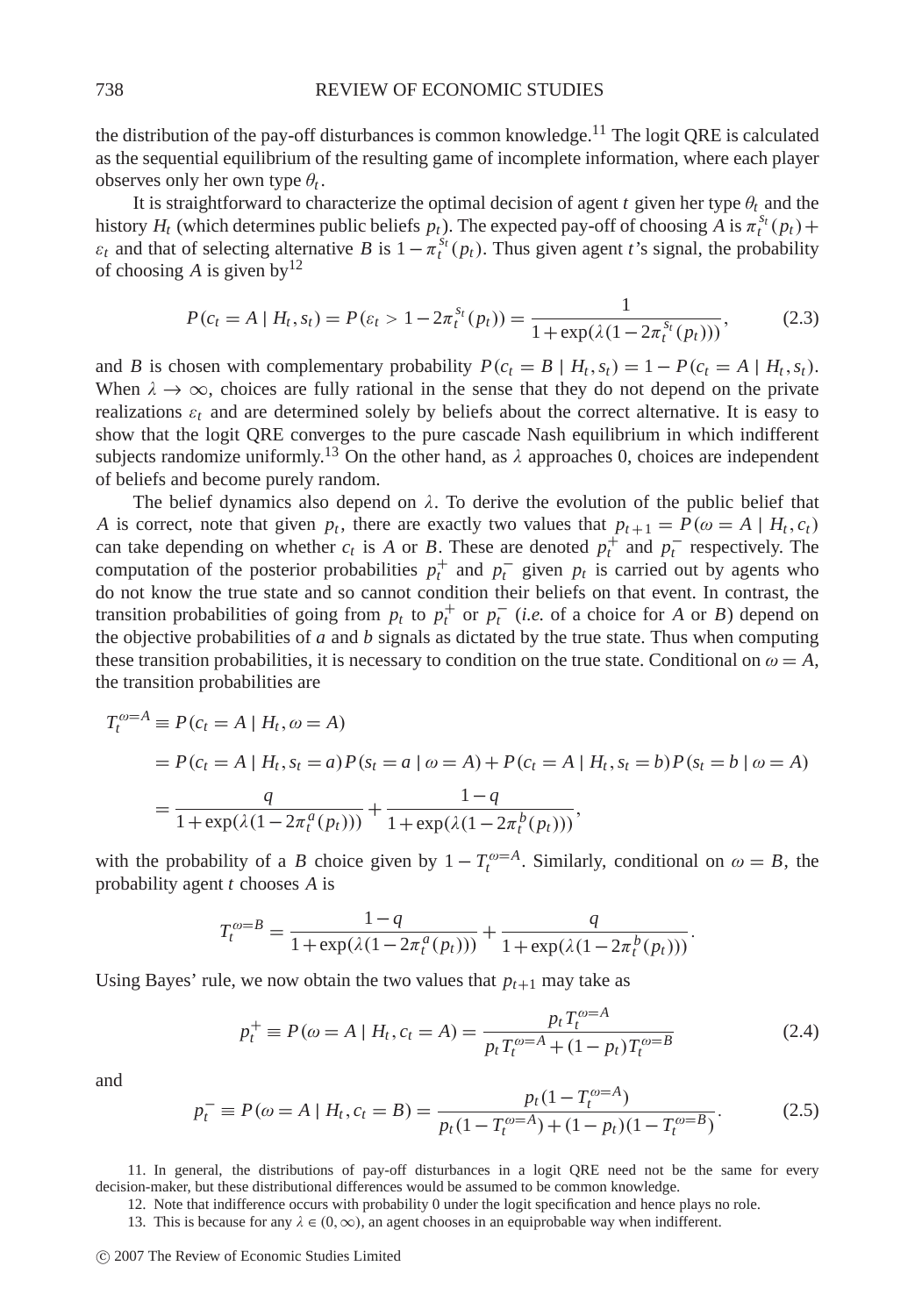the distribution of the pay-off disturbances is common knowledge.[11] The logit QRE is calculated as the sequential equilibrium of the resulting game of incomplete information, where each player observes only her own type $\theta_t$.

It is straightforward to characterize the optimal decision of agent $t$ given her type $\theta_t$ and the history $H_t$ (which determines public beliefs $p_t$). The expected pay-off of choosing $A$ is $\pi_t^{s_t}(p_t) + \varepsilon_t$ and that of selecting alternative $B$ is $1 - \pi_t^{s_t}(p_t)$. Thus given agent $t$'s signal, the probability of choosing $A$ is given by[12]

$$P(c_t = A \mid H_t, s_t) = P(\varepsilon_t > 1 - 2\pi_t^{s_t}(p_t)) = \frac{1}{1 + \exp(\lambda(1 - 2\pi_t^{s_t}(p_t)))}, \tag{2.3}$$

and $B$ is chosen with complementary probability $P(c_t = B \mid H_t, s_t) = 1 - P(c_t = A \mid H_t, s_t)$. When $\lambda \to \infty$, choices are fully rational in the sense that they do not depend on the private realizations $\varepsilon_t$ and are determined solely by beliefs about the correct alternative. It is easy to show that the logit QRE converges to the pure cascade Nash equilibrium in which indifferent subjects randomize uniformly.[13] On the other hand, as $\lambda$ approaches 0, choices are independent of beliefs and become purely random.

The belief dynamics also depend on $\lambda$. To derive the evolution of the public belief that $A$ is correct, note that given $p_t$, there are exactly two values that $p_{t+1} = P(\omega = A \mid H_t, c_t)$ can take depending on whether $c_t$ is $A$ or $B$. These are denoted $p_t^+$ and $p_t^-$ respectively. The computation of the posterior probabilities $p_t^+$ and $p_t^-$ given $p_t$ is carried out by agents who do not know the true state and so cannot condition their beliefs on that event. In contrast, the transition probabilities of going from $p_t$ to $p_t^+$ or $p_t^-$ (*i.e.* of a choice for $A$ or $B$) depend on the objective probabilities of $a$ and $b$ signals as dictated by the true state. Thus when computing these transition probabilities, it is necessary to condition on the true state. Conditional on $\omega = A$, the transition probabilities are

$$\begin{aligned}
T_t^{\omega=A} &\equiv P(c_t = A \mid H_t, \omega = A) \\
&= P(c_t = A \mid H_t, s_t = a)P(s_t = a \mid \omega = A) + P(c_t = A \mid H_t, s_t = b)P(s_t = b \mid \omega = A) \\
&= \frac{q}{1 + \exp(\lambda(1 - 2\pi_t^a(p_t)))} + \frac{1 - q}{1 + \exp(\lambda(1 - 2\pi_t^b(p_t)))},
\end{aligned}$$

with the probability of a $B$ choice given by $1 - T_t^{\omega=A}$. Similarly, conditional on $\omega = B$, the probability agent $t$ chooses $A$ is

$$T_t^{\omega=B} = \frac{1 - q}{1 + \exp(\lambda(1 - 2\pi_t^a(p_t)))} + \frac{q}{1 + \exp(\lambda(1 - 2\pi_t^b(p_t)))}.$$

Using Bayes' rule, we now obtain the two values that $p_{t+1}$ may take as

$$p_t^+ \equiv P(\omega = A \mid H_t, c_t = A) = \frac{p_t T_t^{\omega=A}}{p_t T_t^{\omega=A} + (1 - p_t)T_t^{\omega=B}} \tag{2.4}$$

and

$$p_t^- \equiv P(\omega = A \mid H_t, c_t = B) = \frac{p_t(1 - T_t^{\omega=A})}{p_t(1 - T_t^{\omega=A}) + (1 - p_t)(1 - T_t^{\omega=B})}. \tag{2.5}$$

11. In general, the distributions of pay-off disturbances in a logit QRE need not be the same for every decision-maker, but these distributional differences would be assumed to be common knowledge.

12. Note that indifference occurs with probability 0 under the logit specification and hence plays no role.

13. This is because for any $\lambda \in (0, \infty)$, an agent chooses in an equiprobable way when indifferent.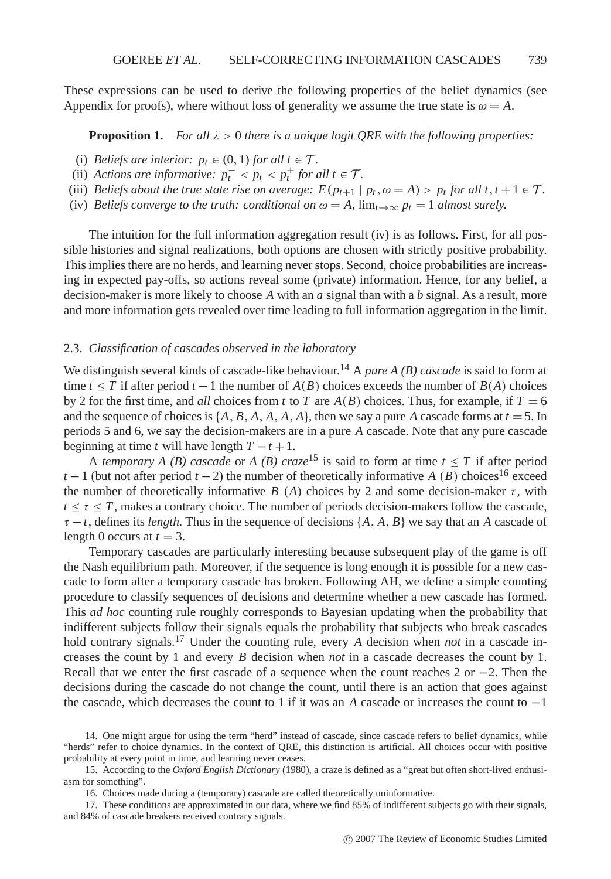These expressions can be used to derive the following properties of the belief dynamics (see Appendix for proofs), where without loss of generality we assume the true state is $\omega = A$.

**Proposition 1.** *For all $\lambda > 0$ there is a unique logit QRE with the following properties:*

(i) *Beliefs are interior: $p_t \in (0, 1)$ for all $t \in \mathcal{T}$.*
(ii) *Actions are informative: $p_t^- < p_t < p_t^+$ for all $t \in \mathcal{T}$.*
(iii) *Beliefs about the true state rise on average: $E(p_{t+1} \mid p_t, \omega = A) > p_t$ for all $t, t+1 \in \mathcal{T}$.*
(iv) *Beliefs converge to the truth: conditional on $\omega = A$, $\lim_{t\to\infty} p_t = 1$ almost surely.*

The intuition for the full information aggregation result (iv) is as follows. First, for all possible histories and signal realizations, both options are chosen with strictly positive probability. This implies there are no herds, and learning never stops. Second, choice probabilities are increasing in expected pay-offs, so actions reveal some (private) information. Hence, for any belief, a decision-maker is more likely to choose $A$ with an $a$ signal than with a $b$ signal. As a result, more and more information gets revealed over time leading to full information aggregation in the limit.

### 2.3. *Classification of cascades observed in the laboratory*

We distinguish several kinds of cascade-like behaviour.[14] A *pure A (B) cascade* is said to form at time $t \leq T$ if after period $t-1$ the number of $A(B)$ choices exceeds the number of $B(A)$ choices by 2 for the first time, and *all* choices from $t$ to $T$ are $A(B)$ choices. Thus, for example, if $T = 6$ and the sequence of choices is $\{A, B, A, A, A, A\}$, then we say a pure $A$ cascade forms at $t = 5$. In periods 5 and 6, we say the decision-makers are in a pure $A$ cascade. Note that any pure cascade beginning at time $t$ will have length $T - t + 1$.

A *temporary A (B) cascade* or *A (B) craze*[15] is said to form at time $t \leq T$ if after period $t-1$ (but not after period $t-2$) the number of theoretically informative $A$ $(B)$ choices[16] exceed the number of theoretically informative $B$ $(A)$ choices by 2 and some decision-maker $\tau$, with $t \leq \tau \leq T$, makes a contrary choice. The number of periods decision-makers follow the cascade, $\tau - t$, defines its *length*. Thus in the sequence of decisions $\{A, A, B\}$ we say that an $A$ cascade of length 0 occurs at $t = 3$.

Temporary cascades are particularly interesting because subsequent play of the game is off the Nash equilibrium path. Moreover, if the sequence is long enough it is possible for a new cascade to form after a temporary cascade has broken. Following AH, we define a simple counting procedure to classify sequences of decisions and determine whether a new cascade has formed. This *ad hoc* counting rule roughly corresponds to Bayesian updating when the probability that indifferent subjects follow their signals equals the probability that subjects who break cascades hold contrary signals.[17] Under the counting rule, every $A$ decision when *not* in a cascade increases the count by 1 and every $B$ decision when *not* in a cascade decreases the count by 1. Recall that we enter the first cascade of a sequence when the count reaches 2 or $-2$. Then the decisions during the cascade do not change the count, until there is an action that goes against the cascade, which decreases the count to 1 if it was an $A$ cascade or increases the count to $-1$

14. One might argue for using the term "herd" instead of cascade, since cascade refers to belief dynamics, while "herds" refer to choice dynamics. In the context of QRE, this distinction is artificial. All choices occur with positive probability at every point in time, and learning never ceases.

15. According to the *Oxford English Dictionary* (1980), a craze is defined as a "great but often short-lived enthusiasm for something".

16. Choices made during a (temporary) cascade are called theoretically uninformative.

17. These conditions are approximated in our data, where we find 85% of indifferent subjects go with their signals, and 84% of cascade breakers received contrary signals.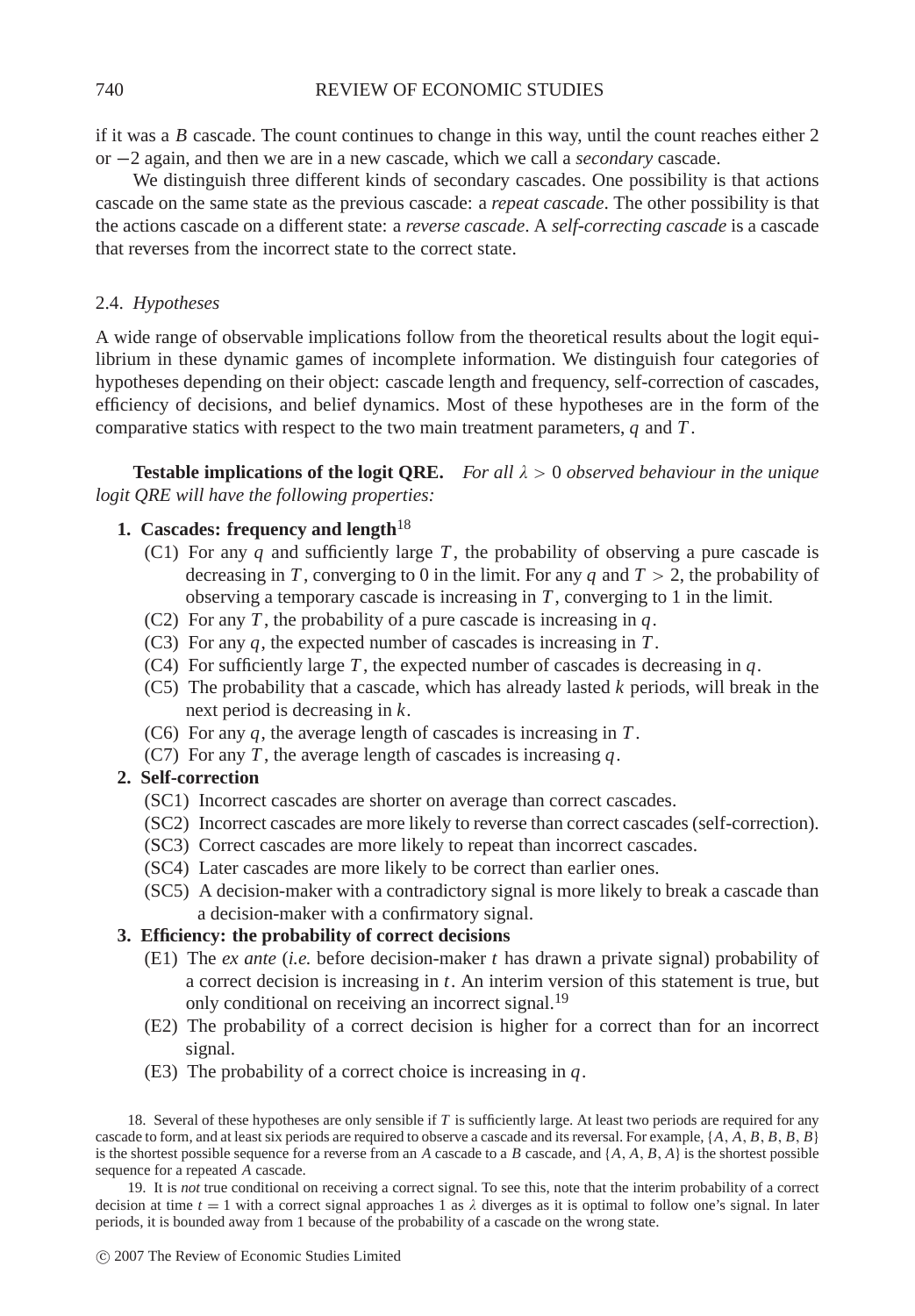if it was a $B$ cascade. The count continues to change in this way, until the count reaches either 2 or $-2$ again, and then we are in a new cascade, which we call a *secondary* cascade.

We distinguish three different kinds of secondary cascades. One possibility is that actions cascade on the same state as the previous cascade: a *repeat cascade*. The other possibility is that the actions cascade on a different state: a *reverse cascade*. A *self-correcting cascade* is a cascade that reverses from the incorrect state to the correct state.

### 2.4. *Hypotheses*

A wide range of observable implications follow from the theoretical results about the logit equilibrium in these dynamic games of incomplete information. We distinguish four categories of hypotheses depending on their object: cascade length and frequency, self-correction of cascades, efficiency of decisions, and belief dynamics. Most of these hypotheses are in the form of the comparative statics with respect to the two main treatment parameters, $q$ and $T$.

**Testable implications of the logit QRE.** *For all $\lambda > 0$ observed behaviour in the unique logit QRE will have the following properties:*

1. **Cascades: frequency and length**[18]
   - (C1) For any $q$ and sufficiently large $T$, the probability of observing a pure cascade is decreasing in $T$, converging to 0 in the limit. For any $q$ and $T > 2$, the probability of observing a temporary cascade is increasing in $T$, converging to 1 in the limit.
   - (C2) For any $T$, the probability of a pure cascade is increasing in $q$.
   - (C3) For any $q$, the expected number of cascades is increasing in $T$.
   - (C4) For sufficiently large $T$, the expected number of cascades is decreasing in $q$.
   - (C5) The probability that a cascade, which has already lasted $k$ periods, will break in the next period is decreasing in $k$.
   - (C6) For any $q$, the average length of cascades is increasing in $T$.
   - (C7) For any $T$, the average length of cascades is increasing $q$.
2. **Self-correction**
   - (SC1) Incorrect cascades are shorter on average than correct cascades.
   - (SC2) Incorrect cascades are more likely to reverse than correct cascades (self-correction).
   - (SC3) Correct cascades are more likely to repeat than incorrect cascades.
   - (SC4) Later cascades are more likely to be correct than earlier ones.
   - (SC5) A decision-maker with a contradictory signal is more likely to break a cascade than a decision-maker with a confirmatory signal.
3. **Efficiency: the probability of correct decisions**
   - (E1) The *ex ante* (*i.e.* before decision-maker $t$ has drawn a private signal) probability of a correct decision is increasing in $t$. An interim version of this statement is true, but only conditional on receiving an incorrect signal.[19]
   - (E2) The probability of a correct decision is higher for a correct than for an incorrect signal.
   - (E3) The probability of a correct choice is increasing in $q$.

18. Several of these hypotheses are only sensible if $T$ is sufficiently large. At least two periods are required for any cascade to form, and at least six periods are required to observe a cascade and its reversal. For example, $\{A, A, B, B, B, B\}$ is the shortest possible sequence for a reverse from an $A$ cascade to a $B$ cascade, and $\{A, A, B, A\}$ is the shortest possible sequence for a repeated $A$ cascade.

19. It is *not* true conditional on receiving a correct signal. To see this, note that the interim probability of a correct decision at time $t = 1$ with a correct signal approaches 1 as $\lambda$ diverges as it is optimal to follow one's signal. In later periods, it is bounded away from 1 because of the probability of a cascade on the wrong state.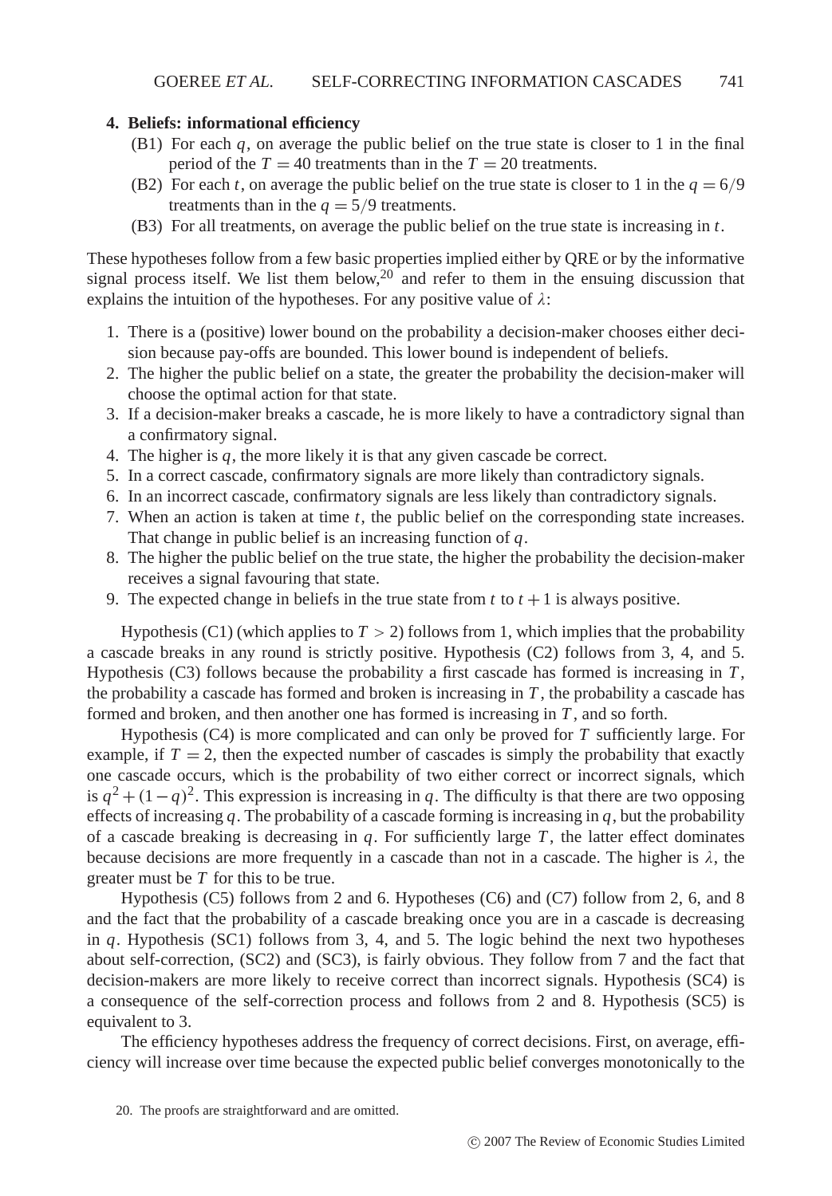**4. Beliefs: informational efficiency**

- (B1) For each $q$, on average the public belief on the true state is closer to 1 in the final period of the $T = 40$ treatments than in the $T = 20$ treatments.
- (B2) For each $t$, on average the public belief on the true state is closer to 1 in the $q = 6/9$ treatments than in the $q = 5/9$ treatments.
- (B3) For all treatments, on average the public belief on the true state is increasing in $t$.

These hypotheses follow from a few basic properties implied either by QRE or by the informative signal process itself. We list them below,[20] and refer to them in the ensuing discussion that explains the intuition of the hypotheses. For any positive value of $\lambda$:

1. There is a (positive) lower bound on the probability a decision-maker chooses either decision because pay-offs are bounded. This lower bound is independent of beliefs.
2. The higher the public belief on a state, the greater the probability the decision-maker will choose the optimal action for that state.
3. If a decision-maker breaks a cascade, he is more likely to have a contradictory signal than a confirmatory signal.
4. The higher is $q$, the more likely it is that any given cascade be correct.
5. In a correct cascade, confirmatory signals are more likely than contradictory signals.
6. In an incorrect cascade, confirmatory signals are less likely than contradictory signals.
7. When an action is taken at time $t$, the public belief on the corresponding state increases. That change in public belief is an increasing function of $q$.
8. The higher the public belief on the true state, the higher the probability the decision-maker receives a signal favouring that state.
9. The expected change in beliefs in the true state from $t$ to $t+1$ is always positive.

Hypothesis (C1) (which applies to $T > 2$) follows from 1, which implies that the probability a cascade breaks in any round is strictly positive. Hypothesis (C2) follows from 3, 4, and 5. Hypothesis (C3) follows because the probability a first cascade has formed is increasing in $T$, the probability a cascade has formed and broken is increasing in $T$, the probability a cascade has formed and broken, and then another one has formed is increasing in $T$, and so forth.

Hypothesis (C4) is more complicated and can only be proved for $T$ sufficiently large. For example, if $T = 2$, then the expected number of cascades is simply the probability that exactly one cascade occurs, which is the probability of two either correct or incorrect signals, which is $q^2 + (1-q)^2$. This expression is increasing in $q$. The difficulty is that there are two opposing effects of increasing $q$. The probability of a cascade forming is increasing in $q$, but the probability of a cascade breaking is decreasing in $q$. For sufficiently large $T$, the latter effect dominates because decisions are more frequently in a cascade than not in a cascade. The higher is $\lambda$, the greater must be $T$ for this to be true.

Hypothesis (C5) follows from 2 and 6. Hypotheses (C6) and (C7) follow from 2, 6, and 8 and the fact that the probability of a cascade breaking once you are in a cascade is decreasing in $q$. Hypothesis (SC1) follows from 3, 4, and 5. The logic behind the next two hypotheses about self-correction, (SC2) and (SC3), is fairly obvious. They follow from 7 and the fact that decision-makers are more likely to receive correct than incorrect signals. Hypothesis (SC4) is a consequence of the self-correction process and follows from 2 and 8. Hypothesis (SC5) is equivalent to 3.

The efficiency hypotheses address the frequency of correct decisions. First, on average, efficiency will increase over time because the expected public belief converges monotonically to the

20. The proofs are straightforward and are omitted.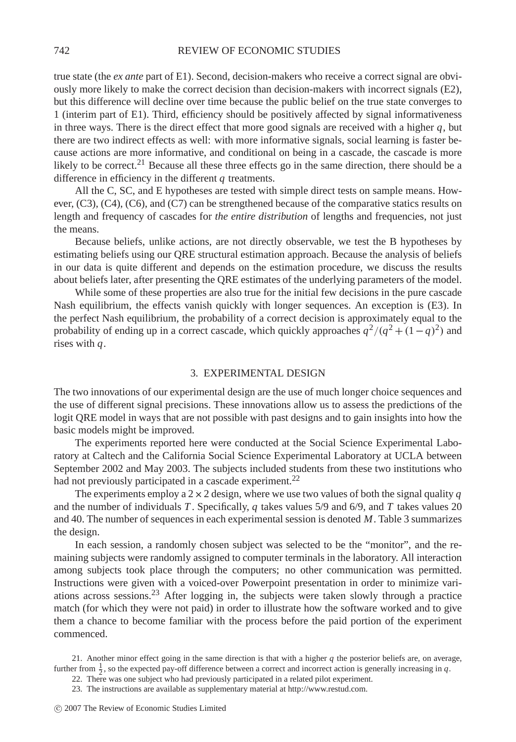true state (the *ex ante* part of E1). Second, decision-makers who receive a correct signal are obviously more likely to make the correct decision than decision-makers with incorrect signals (E2), but this difference will decline over time because the public belief on the true state converges to 1 (interim part of E1). Third, efficiency should be positively affected by signal informativeness in three ways. There is the direct effect that more good signals are received with a higher $q$, but there are two indirect effects as well: with more informative signals, social learning is faster because actions are more informative, and conditional on being in a cascade, the cascade is more likely to be correct.[21] Because all these three effects go in the same direction, there should be a difference in efficiency in the different $q$ treatments.

All the C, SC, and E hypotheses are tested with simple direct tests on sample means. However, (C3), (C4), (C6), and (C7) can be strengthened because of the comparative statics results on length and frequency of cascades for *the entire distribution* of lengths and frequencies, not just the means.

Because beliefs, unlike actions, are not directly observable, we test the B hypotheses by estimating beliefs using our QRE structural estimation approach. Because the analysis of beliefs in our data is quite different and depends on the estimation procedure, we discuss the results about beliefs later, after presenting the QRE estimates of the underlying parameters of the model.

While some of these properties are also true for the initial few decisions in the pure cascade Nash equilibrium, the effects vanish quickly with longer sequences. An exception is (E3). In the perfect Nash equilibrium, the probability of a correct decision is approximately equal to the probability of ending up in a correct cascade, which quickly approaches $q^2/(q^2+(1-q)^2)$ and rises with $q$.

## 3. EXPERIMENTAL DESIGN

The two innovations of our experimental design are the use of much longer choice sequences and the use of different signal precisions. These innovations allow us to assess the predictions of the logit QRE model in ways that are not possible with past designs and to gain insights into how the basic models might be improved.

The experiments reported here were conducted at the Social Science Experimental Laboratory at Caltech and the California Social Science Experimental Laboratory at UCLA between September 2002 and May 2003. The subjects included students from these two institutions who had not previously participated in a cascade experiment.[22]

The experiments employ a $2 \times 2$ design, where we use two values of both the signal quality $q$ and the number of individuals $T$. Specifically, $q$ takes values 5/9 and 6/9, and $T$ takes values 20 and 40. The number of sequences in each experimental session is denoted $M$. Table 3 summarizes the design.

In each session, a randomly chosen subject was selected to be the "monitor", and the remaining subjects were randomly assigned to computer terminals in the laboratory. All interaction among subjects took place through the computers; no other communication was permitted. Instructions were given with a voiced-over Powerpoint presentation in order to minimize variations across sessions.[23] After logging in, the subjects were taken slowly through a practice match (for which they were not paid) in order to illustrate how the software worked and to give them a chance to become familiar with the process before the paid portion of the experiment commenced.

21. Another minor effect going in the same direction is that with a higher $q$ the posterior beliefs are, on average, further from $\frac{1}{2}$, so the expected pay-off difference between a correct and incorrect action is generally increasing in $q$.

22. There was one subject who had previously participated in a related pilot experiment.

23. The instructions are available as supplementary material at http://www.restud.com.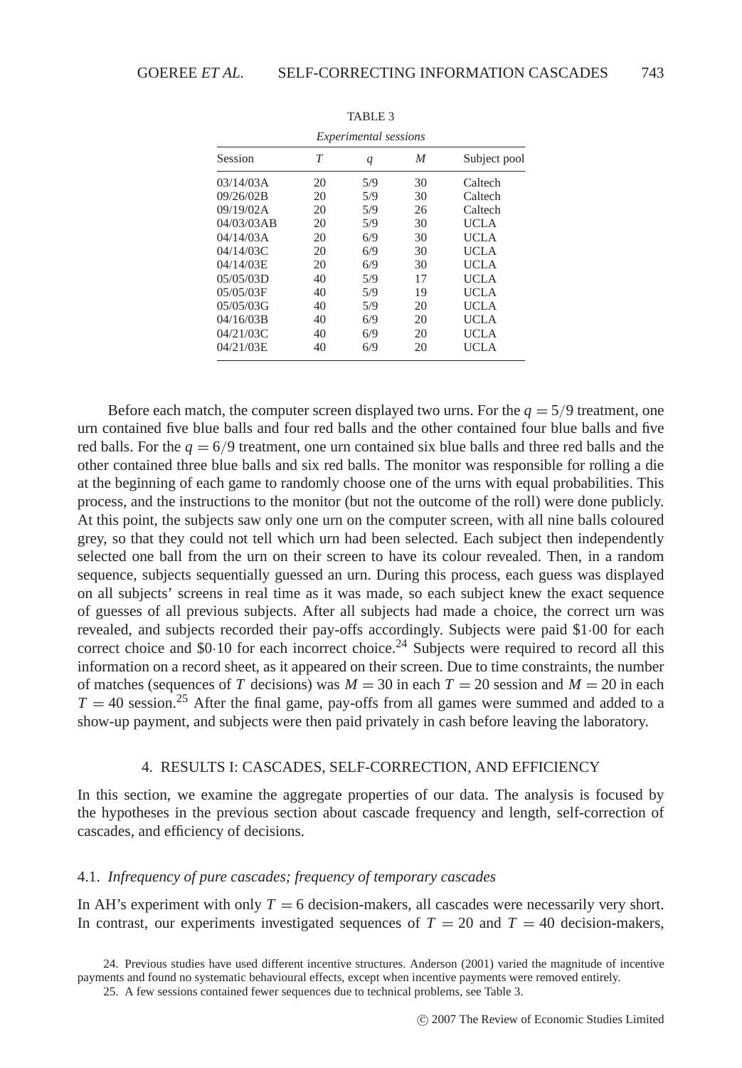TABLE 3

*Experimental sessions*

| Session | $T$ | $q$ | $M$ | Subject pool |
|---|---|---|---|---|
| 03/14/03A | 20 | 5/9 | 30 | Caltech |
| 09/26/02B | 20 | 5/9 | 30 | Caltech |
| 09/19/02A | 20 | 5/9 | 26 | Caltech |
| 04/03/03AB | 20 | 5/9 | 30 | UCLA |
| 04/14/03A | 20 | 6/9 | 30 | UCLA |
| 04/14/03C | 20 | 6/9 | 30 | UCLA |
| 04/14/03E | 20 | 6/9 | 30 | UCLA |
| 05/05/03D | 40 | 5/9 | 17 | UCLA |
| 05/05/03F | 40 | 5/9 | 19 | UCLA |
| 05/05/03G | 40 | 5/9 | 20 | UCLA |
| 04/16/03B | 40 | 6/9 | 20 | UCLA |
| 04/21/03C | 40 | 6/9 | 20 | UCLA |
| 04/21/03E | 40 | 6/9 | 20 | UCLA |

Before each match, the computer screen displayed two urns. For the $q = 5/9$ treatment, one urn contained five blue balls and four red balls and the other contained four blue balls and five red balls. For the $q = 6/9$ treatment, one urn contained six blue balls and three red balls and the other contained three blue balls and six red balls. The monitor was responsible for rolling a die at the beginning of each game to randomly choose one of the urns with equal probabilities. This process, and the instructions to the monitor (but not the outcome of the roll) were done publicly. At this point, the subjects saw only one urn on the computer screen, with all nine balls coloured grey, so that they could not tell which urn had been selected. Each subject then independently selected one ball from the urn on their screen to have its colour revealed. Then, in a random sequence, subjects sequentially guessed an urn. During this process, each guess was displayed on all subjects' screens in real time as it was made, so each subject knew the exact sequence of guesses of all previous subjects. After all subjects had made a choice, the correct urn was revealed, and subjects recorded their pay-offs accordingly. Subjects were paid \$1·00 for each correct choice and \$0·10 for each incorrect choice.[24] Subjects were required to record all this information on a record sheet, as it appeared on their screen. Due to time constraints, the number of matches (sequences of $T$ decisions) was $M = 30$ in each $T = 20$ session and $M = 20$ in each $T = 40$ session.[25] After the final game, pay-offs from all games were summed and added to a show-up payment, and subjects were then paid privately in cash before leaving the laboratory.

## 4. RESULTS I: CASCADES, SELF-CORRECTION, AND EFFICIENCY

In this section, we examine the aggregate properties of our data. The analysis is focused by the hypotheses in the previous section about cascade frequency and length, self-correction of cascades, and efficiency of decisions.

### 4.1. *Infrequency of pure cascades; frequency of temporary cascades*

In AH's experiment with only $T = 6$ decision-makers, all cascades were necessarily very short. In contrast, our experiments investigated sequences of $T = 20$ and $T = 40$ decision-makers,

24. Previous studies have used different incentive structures. Anderson (2001) varied the magnitude of incentive payments and found no systematic behavioural effects, except when incentive payments were removed entirely.

25. A few sessions contained fewer sequences due to technical problems, see Table 3.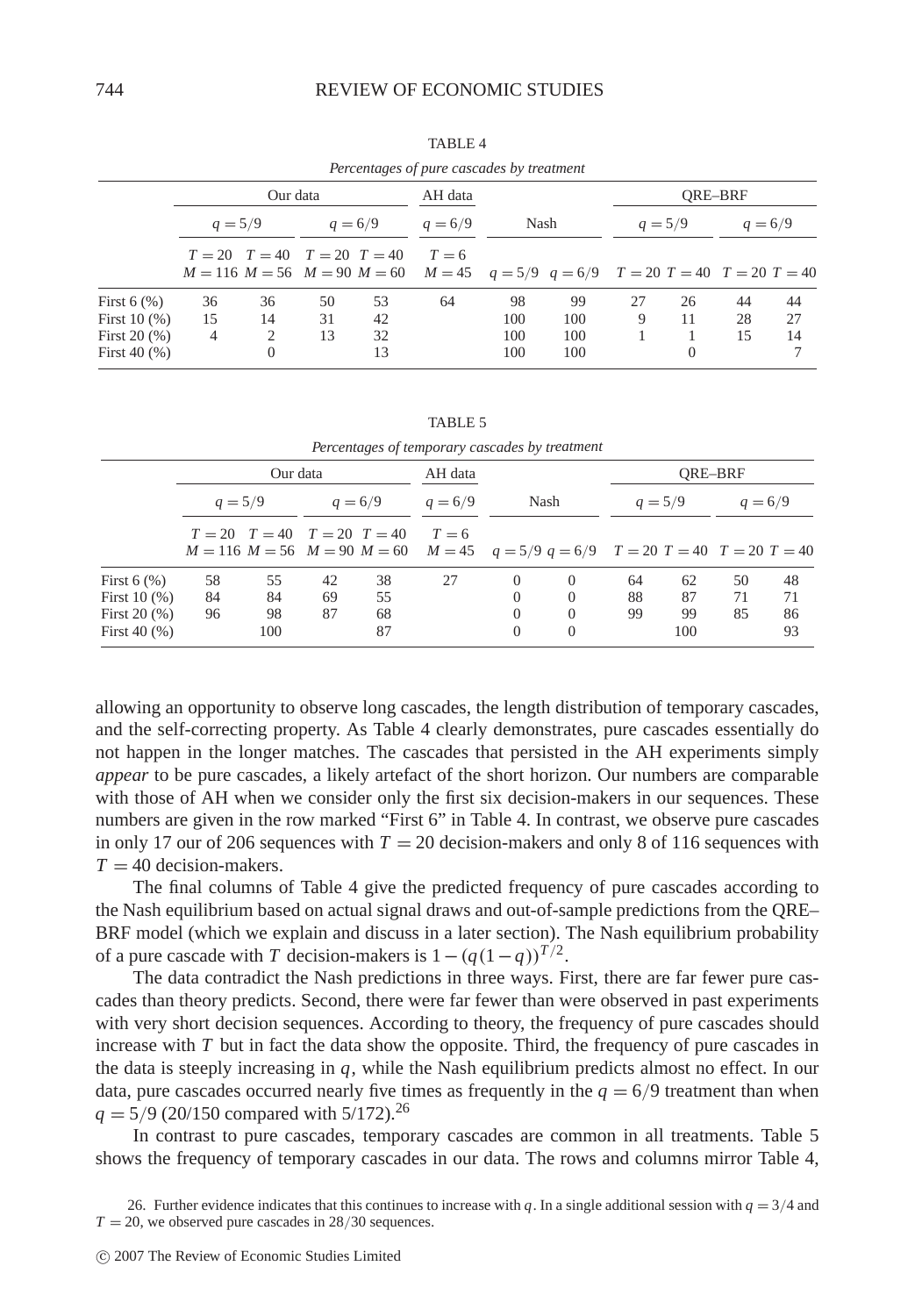TABLE 4

*Percentages of pure cascades by treatment*

| | Our data | | | | AH data | Nash | | QRE–BRF | | | |
|---|---|---|---|---|---|---|---|---|---|---|---|
| | $q=5/9$ | | $q=6/9$ | | $q=6/9$ | | | $q=5/9$ | | $q=6/9$ | |
| | $T=20$ $M=116$ | $T=40$ $M=56$ | $T=20$ $M=90$ | $T=40$ $M=60$ | $T=6$ $M=45$ | $q=5/9$ | $q=6/9$ | $T=20$ | $T=40$ | $T=20$ | $T=40$ |
| First 6 (%) | 36 | 36 | 50 | 53 | 64 | 98 | 99 | 27 | 26 | 44 | 44 |
| First 10 (%) | 15 | 14 | 31 | 42 | | 100 | 100 | 9 | 11 | 28 | 27 |
| First 20 (%) | 4 | 2 | 13 | 32 | | 100 | 100 | 1 | 1 | 15 | 14 |
| First 40 (%) | | 0 | | 13 | | 100 | 100 | | 0 | | 7 |

TABLE 5

*Percentages of temporary cascades by treatment*

| | Our data | | | | AH data | Nash | | QRE–BRF | | | |
|---|---|---|---|---|---|---|---|---|---|---|---|
| | $q=5/9$ | | $q=6/9$ | | $q=6/9$ | | | $q=5/9$ | | $q=6/9$ | |
| | $T=20$ $M=116$ | $T=40$ $M=56$ | $T=20$ $M=90$ | $T=40$ $M=60$ | $T=6$ $M=45$ | $q=5/9$ | $q=6/9$ | $T=20$ | $T=40$ | $T=20$ | $T=40$ |
| First 6 (%) | 58 | 55 | 42 | 38 | 27 | 0 | 0 | 64 | 62 | 50 | 48 |
| First 10 (%) | 84 | 84 | 69 | 55 | | 0 | 0 | 88 | 87 | 71 | 71 |
| First 20 (%) | 96 | 98 | 87 | 68 | | 0 | 0 | 99 | 99 | 85 | 86 |
| First 40 (%) | | 100 | | 87 | | 0 | 0 | | 100 | | 93 |

allowing an opportunity to observe long cascades, the length distribution of temporary cascades, and the self-correcting property. As Table 4 clearly demonstrates, pure cascades essentially do not happen in the longer matches. The cascades that persisted in the AH experiments simply *appear* to be pure cascades, a likely artefact of the short horizon. Our numbers are comparable with those of AH when we consider only the first six decision-makers in our sequences. These numbers are given in the row marked "First 6" in Table 4. In contrast, we observe pure cascades in only 17 our of 206 sequences with $T = 20$ decision-makers and only 8 of 116 sequences with $T = 40$ decision-makers.

The final columns of Table 4 give the predicted frequency of pure cascades according to the Nash equilibrium based on actual signal draws and out-of-sample predictions from the QRE–BRF model (which we explain and discuss in a later section). The Nash equilibrium probability of a pure cascade with $T$ decision-makers is $1-(q(1-q))^{T/2}$.

The data contradict the Nash predictions in three ways. First, there are far fewer pure cascades than theory predicts. Second, there were far fewer than were observed in past experiments with very short decision sequences. According to theory, the frequency of pure cascades should increase with $T$ but in fact the data show the opposite. Third, the frequency of pure cascades in the data is steeply increasing in $q$, while the Nash equilibrium predicts almost no effect. In our data, pure cascades occurred nearly five times as frequently in the $q = 6/9$ treatment than when $q = 5/9$ (20/150 compared with 5/172).[26]

In contrast to pure cascades, temporary cascades are common in all treatments. Table 5 shows the frequency of temporary cascades in our data. The rows and columns mirror Table 4,

26. Further evidence indicates that this continues to increase with $q$. In a single additional session with $q = 3/4$ and $T = 20$, we observed pure cascades in 28/30 sequences.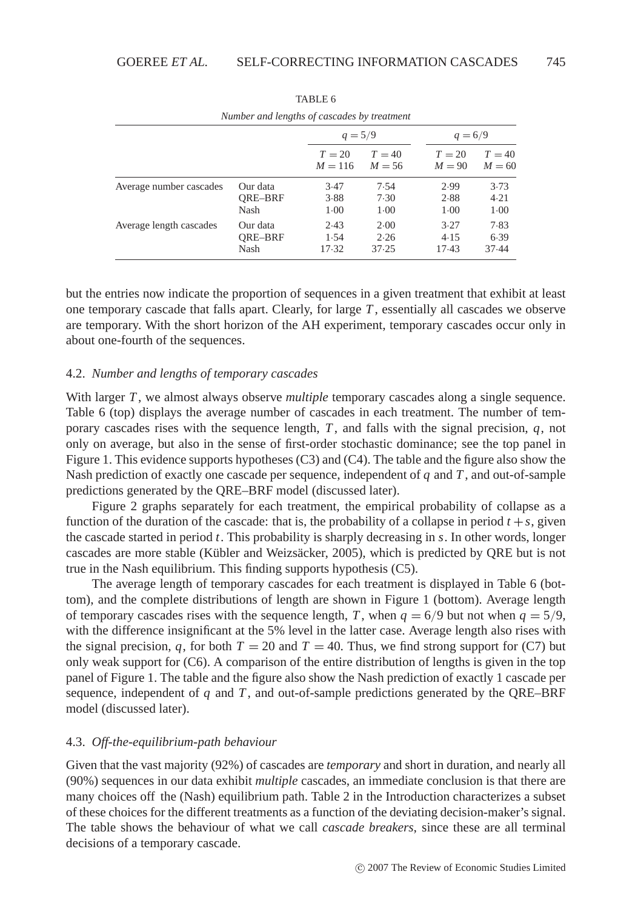TABLE 6

*Number and lengths of cascades by treatment*

| | | $q = 5/9$ | | $q = 6/9$ | |
|---|---|---|---|---|---|
| | | $T = 20$ $M = 116$ | $T = 40$ $M = 56$ | $T = 20$ $M = 90$ | $T = 40$ $M = 60$ |
| Average number cascades | Our data | 3·47 | 7·54 | 2·99 | 3·73 |
| | QRE–BRF | 3·88 | 7·30 | 2·88 | 4·21 |
| | Nash | 1·00 | 1·00 | 1·00 | 1·00 |
| Average length cascades | Our data | 2·43 | 2·00 | 3·27 | 7·83 |
| | QRE–BRF | 1·54 | 2·26 | 4·15 | 6·39 |
| | Nash | 17·32 | 37·25 | 17·43 | 37·44 |

but the entries now indicate the proportion of sequences in a given treatment that exhibit at least one temporary cascade that falls apart. Clearly, for large $T$, essentially all cascades we observe are temporary. With the short horizon of the AH experiment, temporary cascades occur only in about one-fourth of the sequences.

### 4.2. *Number and lengths of temporary cascades*

With larger $T$, we almost always observe *multiple* temporary cascades along a single sequence. Table 6 (top) displays the average number of cascades in each treatment. The number of temporary cascades rises with the sequence length, $T$, and falls with the signal precision, $q$, not only on average, but also in the sense of first-order stochastic dominance; see the top panel in Figure 1. This evidence supports hypotheses (C3) and (C4). The table and the figure also show the Nash prediction of exactly one cascade per sequence, independent of $q$ and $T$, and out-of-sample predictions generated by the QRE–BRF model (discussed later).

Figure 2 graphs separately for each treatment, the empirical probability of collapse as a function of the duration of the cascade: that is, the probability of a collapse in period $t + s$, given the cascade started in period $t$. This probability is sharply decreasing in $s$. In other words, longer cascades are more stable (Kübler and Weizsäcker, 2005), which is predicted by QRE but is not true in the Nash equilibrium. This finding supports hypothesis (C5).

The average length of temporary cascades for each treatment is displayed in Table 6 (bottom), and the complete distributions of length are shown in Figure 1 (bottom). Average length of temporary cascades rises with the sequence length, $T$, when $q = 6/9$ but not when $q = 5/9$, with the difference insignificant at the 5% level in the latter case. Average length also rises with the signal precision, $q$, for both $T = 20$ and $T = 40$. Thus, we find strong support for (C7) but only weak support for (C6). A comparison of the entire distribution of lengths is given in the top panel of Figure 1. The table and the figure also show the Nash prediction of exactly 1 cascade per sequence, independent of $q$ and $T$, and out-of-sample predictions generated by the QRE–BRF model (discussed later).

### 4.3. *Off-the-equilibrium-path behaviour*

Given that the vast majority (92%) of cascades are *temporary* and short in duration, and nearly all (90%) sequences in our data exhibit *multiple* cascades, an immediate conclusion is that there are many choices off the (Nash) equilibrium path. Table 2 in the Introduction characterizes a subset of these choices for the different treatments as a function of the deviating decision-maker's signal. The table shows the behaviour of what we call *cascade breakers*, since these are all terminal decisions of a temporary cascade.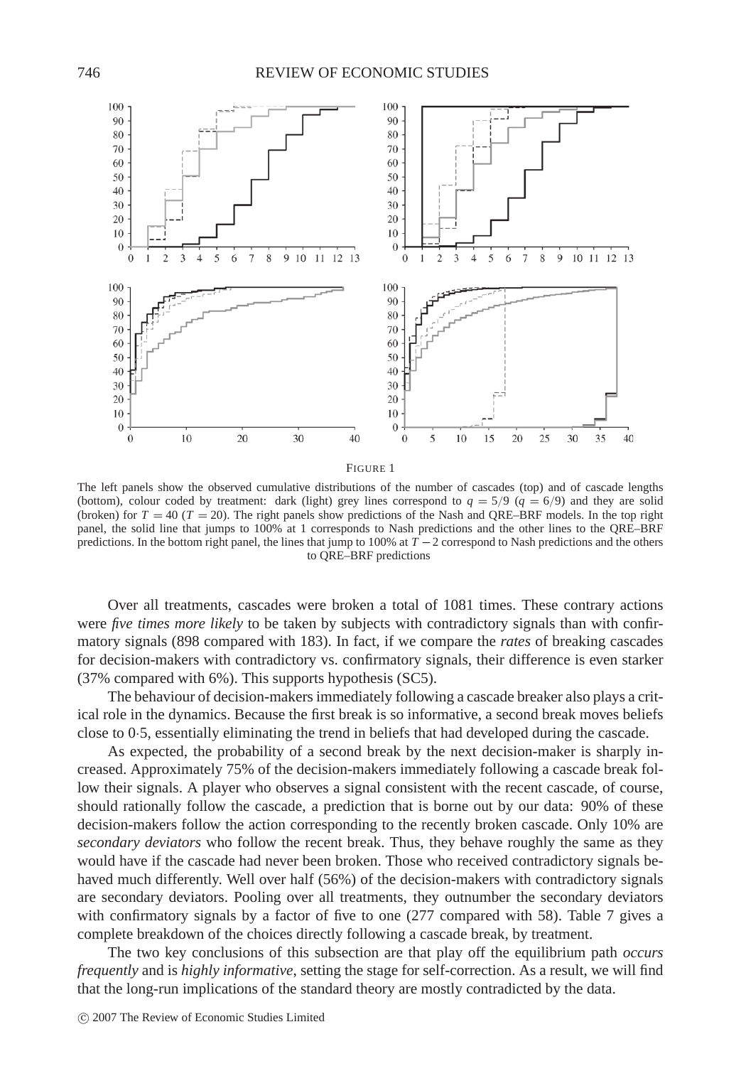FIGURE 1

The left panels show the observed cumulative distributions of the number of cascades (top) and of cascade lengths (bottom), colour coded by treatment: dark (light) grey lines correspond to $q = 5/9$ ($q = 6/9$) and they are solid (broken) for $T = 40$ ($T = 20$). The right panels show predictions of the Nash and QRE–BRF models. In the top right panel, the solid line that jumps to 100% at 1 corresponds to Nash predictions and the other lines to the QRE–BRF predictions. In the bottom right panel, the lines that jump to 100% at $T - 2$ correspond to Nash predictions and the others to QRE–BRF predictions

Over all treatments, cascades were broken a total of 1081 times. These contrary actions were *five times more likely* to be taken by subjects with contradictory signals than with confirmatory signals (898 compared with 183). In fact, if we compare the *rates* of breaking cascades for decision-makers with contradictory vs. confirmatory signals, their difference is even starker (37% compared with 6%). This supports hypothesis (SC5).

The behaviour of decision-makers immediately following a cascade breaker also plays a critical role in the dynamics. Because the first break is so informative, a second break moves beliefs close to 0·5, essentially eliminating the trend in beliefs that had developed during the cascade.

As expected, the probability of a second break by the next decision-maker is sharply increased. Approximately 75% of the decision-makers immediately following a cascade break follow their signals. A player who observes a signal consistent with the recent cascade, of course, should rationally follow the cascade, a prediction that is borne out by our data: 90% of these decision-makers follow the action corresponding to the recently broken cascade. Only 10% are *secondary deviators* who follow the recent break. Thus, they behave roughly the same as they would have if the cascade had never been broken. Those who received contradictory signals behaved much differently. Well over half (56%) of the decision-makers with contradictory signals are secondary deviators. Pooling over all treatments, they outnumber the secondary deviators with confirmatory signals by a factor of five to one (277 compared with 58). Table 7 gives a complete breakdown of the choices directly following a cascade break, by treatment.

The two key conclusions of this subsection are that play off the equilibrium path *occurs frequently* and is *highly informative*, setting the stage for self-correction. As a result, we will find that the long-run implications of the standard theory are mostly contradicted by the data.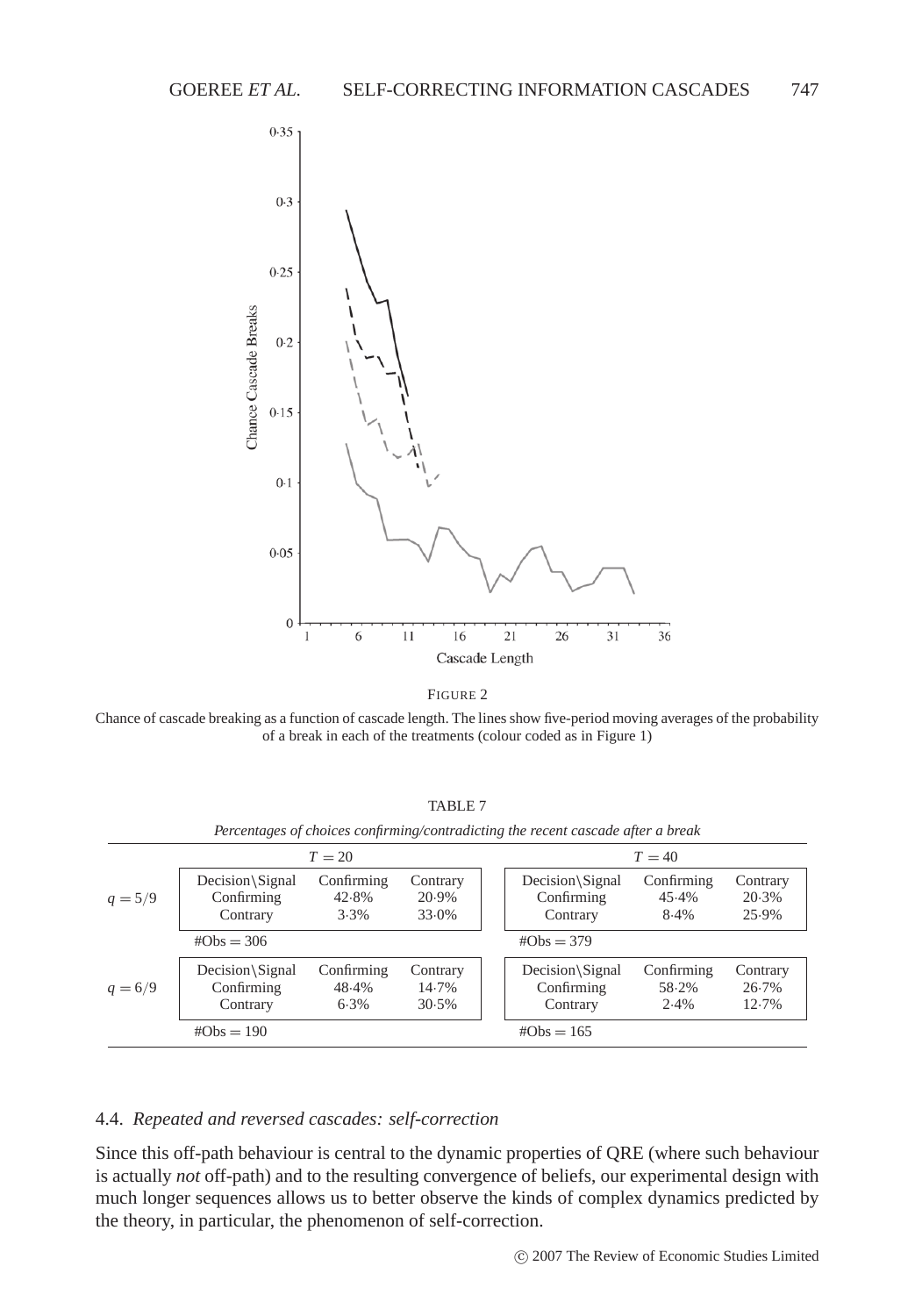FIGURE 2

Chance of cascade breaking as a function of cascade length. The lines show five-period moving averages of the probability of a break in each of the treatments (colour coded as in Figure 1)

TABLE 7

*Percentages of choices confirming/contradicting the recent cascade after a break*

| | $T = 20$ | | | $T = 40$ | | |
|---|---|---|---|---|---|---|
| $q = 5/9$ | Decision\Signal | Confirming | Contrary | Decision\Signal | Confirming | Contrary |
| | Confirming | 42·8% | 20·9% | Confirming | 45·4% | 20·3% |
| | Contrary | 3·3% | 33·0% | Contrary | 8·4% | 25·9% |
| | #Obs = 306 | | | #Obs = 379 | | |
| $q = 6/9$ | Decision\Signal | Confirming | Contrary | Decision\Signal | Confirming | Contrary |
| | Confirming | 48·4% | 14·7% | Confirming | 58·2% | 26·7% |
| | Contrary | 6·3% | 30·5% | Contrary | 2·4% | 12·7% |
| | #Obs = 190 | | | #Obs = 165 | | |

### 4.4. *Repeated and reversed cascades: self-correction*

Since this off-path behaviour is central to the dynamic properties of QRE (where such behaviour is actually *not* off-path) and to the resulting convergence of beliefs, our experimental design with much longer sequences allows us to better observe the kinds of complex dynamics predicted by the theory, in particular, the phenomenon of self-correction.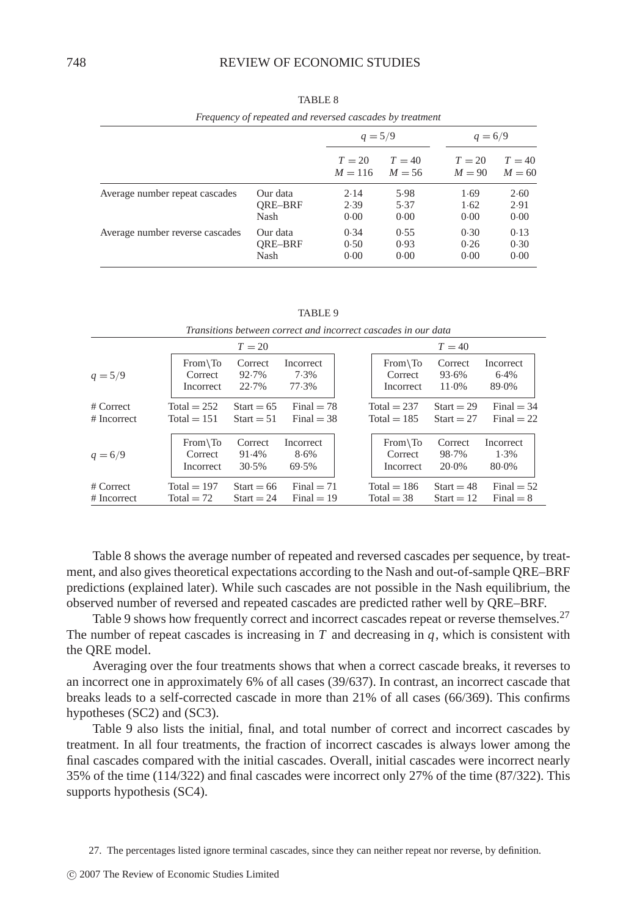TABLE 8

*Frequency of repeated and reversed cascades by treatment*

| | | $q = 5/9$ | | $q = 6/9$ | |
|---|---|---|---|---|---|
| | | $T = 20$ $M = 116$ | $T = 40$ $M = 56$ | $T = 20$ $M = 90$ | $T = 40$ $M = 60$ |
| Average number repeat cascades | Our data | 2·14 | 5·98 | 1·69 | 2·60 |
| | QRE–BRF | 2·39 | 5·37 | 1·62 | 2·91 |
| | Nash | 0·00 | 0·00 | 0·00 | 0·00 |
| Average number reverse cascades | Our data | 0·34 | 0·55 | 0·30 | 0·13 |
| | QRE–BRF | 0·50 | 0·93 | 0·26 | 0·30 |
| | Nash | 0·00 | 0·00 | 0·00 | 0·00 |

TABLE 9

*Transitions between correct and incorrect cascades in our data*

| | $T = 20$ | | | $T = 40$ | | |
|---|---|---|---|---|---|---|
| $q = 5/9$ | From\To | Correct | Incorrect | From\To | Correct | Incorrect |
| | Correct | 92·7% | 7·3% | Correct | 93·6% | 6·4% |
| | Incorrect | 22·7% | 77·3% | Incorrect | 11·0% | 89·0% |
| # Correct | Total = 252 | Start = 65 | Final = 78 | Total = 237 | Start = 29 | Final = 34 |
| # Incorrect | Total = 151 | Start = 51 | Final = 38 | Total = 185 | Start = 27 | Final = 22 |
| $q = 6/9$ | From\To | Correct | Incorrect | From\To | Correct | Incorrect |
| | Correct | 91·4% | 8·6% | Correct | 98·7% | 1·3% |
| | Incorrect | 30·5% | 69·5% | Incorrect | 20·0% | 80·0% |
| # Correct | Total = 197 | Start = 66 | Final = 71 | Total = 186 | Start = 48 | Final = 52 |
| # Incorrect | Total = 72 | Start = 24 | Final = 19 | Total = 38 | Start = 12 | Final = 8 |

Table 8 shows the average number of repeated and reversed cascades per sequence, by treatment, and also gives theoretical expectations according to the Nash and out-of-sample QRE–BRF predictions (explained later). While such cascades are not possible in the Nash equilibrium, the observed number of reversed and repeated cascades are predicted rather well by QRE–BRF.

Table 9 shows how frequently correct and incorrect cascades repeat or reverse themselves.[27] The number of repeat cascades is increasing in $T$ and decreasing in $q$, which is consistent with the QRE model.

Averaging over the four treatments shows that when a correct cascade breaks, it reverses to an incorrect one in approximately 6% of all cases (39/637). In contrast, an incorrect cascade that breaks leads to a self-corrected cascade in more than 21% of all cases (66/369). This confirms hypotheses (SC2) and (SC3).

Table 9 also lists the initial, final, and total number of correct and incorrect cascades by treatment. In all four treatments, the fraction of incorrect cascades is always lower among the final cascades compared with the initial cascades. Overall, initial cascades were incorrect nearly 35% of the time (114/322) and final cascades were incorrect only 27% of the time (87/322). This supports hypothesis (SC4).

27. The percentages listed ignore terminal cascades, since they can neither repeat nor reverse, by definition.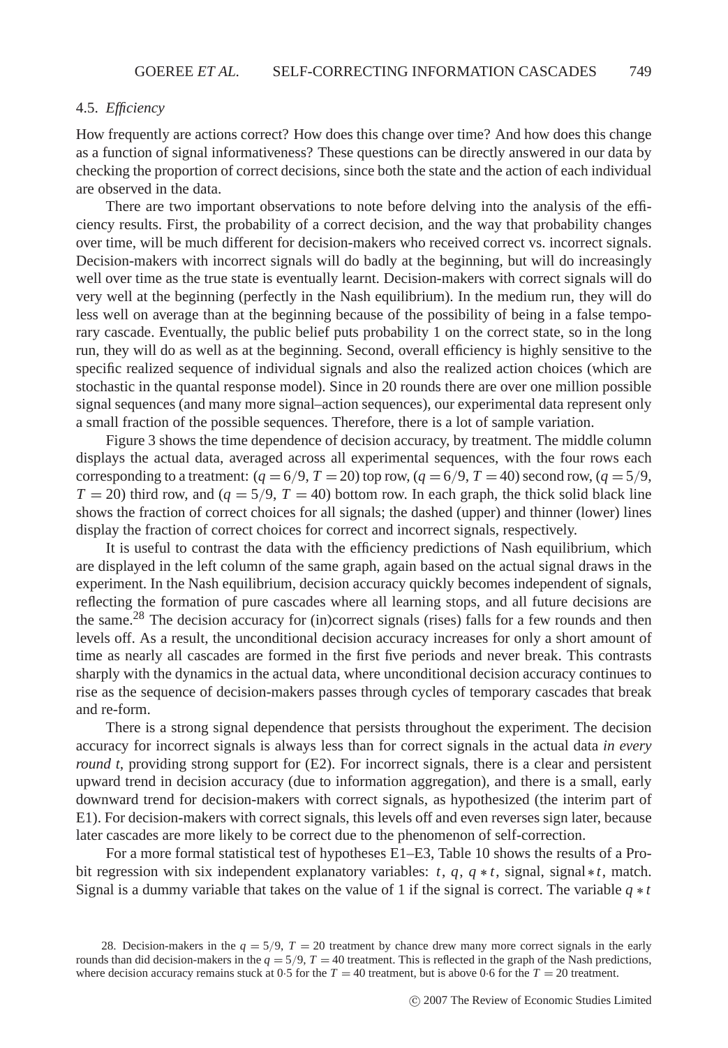### 4.5. *Efficiency*

How frequently are actions correct? How does this change over time? And how does this change as a function of signal informativeness? These questions can be directly answered in our data by checking the proportion of correct decisions, since both the state and the action of each individual are observed in the data.

There are two important observations to note before delving into the analysis of the efficiency results. First, the probability of a correct decision, and the way that probability changes over time, will be much different for decision-makers who received correct vs. incorrect signals. Decision-makers with incorrect signals will do badly at the beginning, but will do increasingly well over time as the true state is eventually learnt. Decision-makers with correct signals will do very well at the beginning (perfectly in the Nash equilibrium). In the medium run, they will do less well on average than at the beginning because of the possibility of being in a false temporary cascade. Eventually, the public belief puts probability 1 on the correct state, so in the long run, they will do as well as at the beginning. Second, overall efficiency is highly sensitive to the specific realized sequence of individual signals and also the realized action choices (which are stochastic in the quantal response model). Since in 20 rounds there are over one million possible signal sequences (and many more signal–action sequences), our experimental data represent only a small fraction of the possible sequences. Therefore, there is a lot of sample variation.

Figure 3 shows the time dependence of decision accuracy, by treatment. The middle column displays the actual data, averaged across all experimental sequences, with the four rows each corresponding to a treatment: ($q = 6/9$, $T = 20$) top row, ($q = 6/9$, $T = 40$) second row, ($q = 5/9$, $T = 20$) third row, and ($q = 5/9$, $T = 40$) bottom row. In each graph, the thick solid black line shows the fraction of correct choices for all signals; the dashed (upper) and thinner (lower) lines display the fraction of correct choices for correct and incorrect signals, respectively.

It is useful to contrast the data with the efficiency predictions of Nash equilibrium, which are displayed in the left column of the same graph, again based on the actual signal draws in the experiment. In the Nash equilibrium, decision accuracy quickly becomes independent of signals, reflecting the formation of pure cascades where all learning stops, and all future decisions are the same.[28] The decision accuracy for (in)correct signals (rises) falls for a few rounds and then levels off. As a result, the unconditional decision accuracy increases for only a short amount of time as nearly all cascades are formed in the first five periods and never break. This contrasts sharply with the dynamics in the actual data, where unconditional decision accuracy continues to rise as the sequence of decision-makers passes through cycles of temporary cascades that break and re-form.

There is a strong signal dependence that persists throughout the experiment. The decision accuracy for incorrect signals is always less than for correct signals in the actual data *in every round t*, providing strong support for (E2). For incorrect signals, there is a clear and persistent upward trend in decision accuracy (due to information aggregation), and there is a small, early downward trend for decision-makers with correct signals, as hypothesized (the interim part of E1). For decision-makers with correct signals, this levels off and even reverses sign later, because later cascades are more likely to be correct due to the phenomenon of self-correction.

For a more formal statistical test of hypotheses E1–E3, Table 10 shows the results of a Probit regression with six independent explanatory variables: $t$, $q$, $q * t$, signal, signal $* t$, match. Signal is a dummy variable that takes on the value of 1 if the signal is correct. The variable $q * t$

28. Decision-makers in the $q = 5/9$, $T = 20$ treatment by chance drew many more correct signals in the early rounds than did decision-makers in the $q = 5/9$, $T = 40$ treatment. This is reflected in the graph of the Nash predictions, where decision accuracy remains stuck at 0·5 for the $T = 40$ treatment, but is above 0·6 for the $T = 20$ treatment.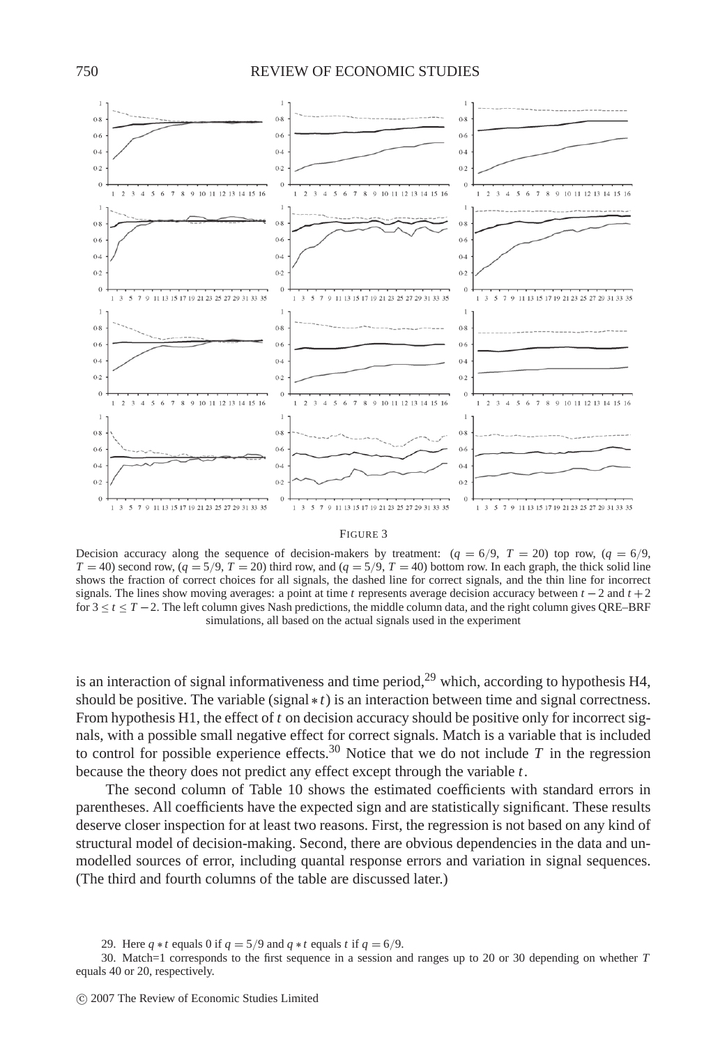FIGURE 3

Decision accuracy along the sequence of decision-makers by treatment: ($q = 6/9$, $T = 20$) top row, ($q = 6/9$, $T = 40$) second row, ($q = 5/9$, $T = 20$) third row, and ($q = 5/9$, $T = 40$) bottom row. In each graph, the thick solid line shows the fraction of correct choices for all signals, the dashed line for correct signals, and the thin line for incorrect signals. The lines show moving averages: a point at time $t$ represents average decision accuracy between $t-2$ and $t+2$ for $3 \leq t \leq T-2$. The left column gives Nash predictions, the middle column data, and the right column gives QRE–BRF simulations, all based on the actual signals used in the experiment

is an interaction of signal informativeness and time period,[29] which, according to hypothesis H4, should be positive. The variable (signal $*\, t$) is an interaction between time and signal correctness. From hypothesis H1, the effect of $t$ on decision accuracy should be positive only for incorrect signals, with a possible small negative effect for correct signals. Match is a variable that is included to control for possible experience effects.[30] Notice that we do not include $T$ in the regression because the theory does not predict any effect except through the variable $t$.

The second column of Table 10 shows the estimated coefficients with standard errors in parentheses. All coefficients have the expected sign and are statistically significant. These results deserve closer inspection for at least two reasons. First, the regression is not based on any kind of structural model of decision-making. Second, there are obvious dependencies in the data and unmodelled sources of error, including quantal response errors and variation in signal sequences. (The third and fourth columns of the table are discussed later.)

29. Here $q * t$ equals 0 if $q = 5/9$ and $q * t$ equals $t$ if $q = 6/9$.

30. Match=1 corresponds to the first sequence in a session and ranges up to 20 or 30 depending on whether $T$ equals 40 or 20, respectively.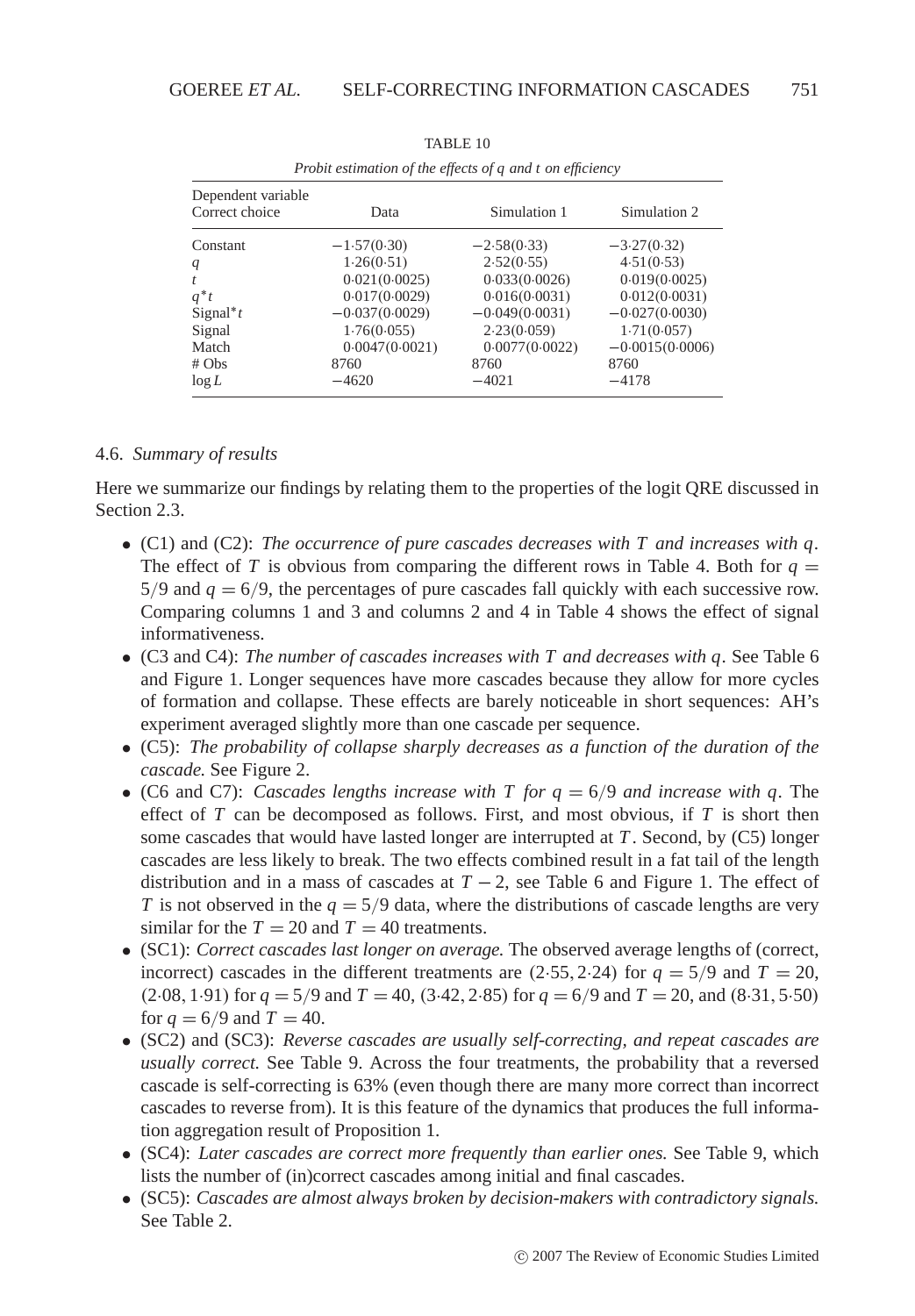TABLE 10

*Probit estimation of the effects of q and t on efficiency*

| Dependent variable Correct choice | Data | Simulation 1 | Simulation 2 |
|---|---|---|---|
| Constant | −1·57(0·30) | −2·58(0·33) | −3·27(0·32) |
| $q$ | 1·26(0·51) | 2·52(0·55) | 4·51(0·53) |
| $t$ | 0·021(0·0025) | 0·033(0·0026) | 0·019(0·0025) |
| $q^*t$ | 0·017(0·0029) | 0·016(0·0031) | 0·012(0·0031) |
| Signal$^*t$ | −0·037(0·0029) | −0·049(0·0031) | −0·027(0·0030) |
| Signal | 1·76(0·055) | 2·23(0·059) | 1·71(0·057) |
| Match | 0·0047(0·0021) | 0·0077(0·0022) | −0·0015(0·0006) |
| # Obs | 8760 | 8760 | 8760 |
| $\log L$ | −4620 | −4021 | −4178 |

### 4.6. *Summary of results*

Here we summarize our findings by relating them to the properties of the logit QRE discussed in Section 2.3.

- (C1) and (C2): *The occurrence of pure cascades decreases with $T$ and increases with $q$.* The effect of $T$ is obvious from comparing the different rows in Table 4. Both for $q = 5/9$ and $q = 6/9$, the percentages of pure cascades fall quickly with each successive row. Comparing columns 1 and 3 and columns 2 and 4 in Table 4 shows the effect of signal informativeness.
- (C3 and C4): *The number of cascades increases with $T$ and decreases with $q$.* See Table 6 and Figure 1. Longer sequences have more cascades because they allow for more cycles of formation and collapse. These effects are barely noticeable in short sequences: AH's experiment averaged slightly more than one cascade per sequence.
- (C5): *The probability of collapse sharply decreases as a function of the duration of the cascade.* See Figure 2.
- (C6 and C7): *Cascades lengths increase with $T$ for $q = 6/9$ and increase with $q$.* The effect of $T$ can be decomposed as follows. First, and most obvious, if $T$ is short then some cascades that would have lasted longer are interrupted at $T$. Second, by (C5) longer cascades are less likely to break. The two effects combined result in a fat tail of the length distribution and in a mass of cascades at $T - 2$, see Table 6 and Figure 1. The effect of $T$ is not observed in the $q = 5/9$ data, where the distributions of cascade lengths are very similar for the $T = 20$ and $T = 40$ treatments.
- (SC1): *Correct cascades last longer on average.* The observed average lengths of (correct, incorrect) cascades in the different treatments are $(2{\cdot}55, 2{\cdot}24)$ for $q = 5/9$ and $T = 20$, $(2{\cdot}08, 1{\cdot}91)$ for $q = 5/9$ and $T = 40$, $(3{\cdot}42, 2{\cdot}85)$ for $q = 6/9$ and $T = 20$, and $(8{\cdot}31, 5{\cdot}50)$ for $q = 6/9$ and $T = 40$.
- (SC2) and (SC3): *Reverse cascades are usually self-correcting, and repeat cascades are usually correct.* See Table 9. Across the four treatments, the probability that a reversed cascade is self-correcting is 63% (even though there are many more correct than incorrect cascades to reverse from). It is this feature of the dynamics that produces the full information aggregation result of Proposition 1.
- (SC4): *Later cascades are correct more frequently than earlier ones.* See Table 9, which lists the number of (in)correct cascades among initial and final cascades.
- (SC5): *Cascades are almost always broken by decision-makers with contradictory signals.* See Table 2.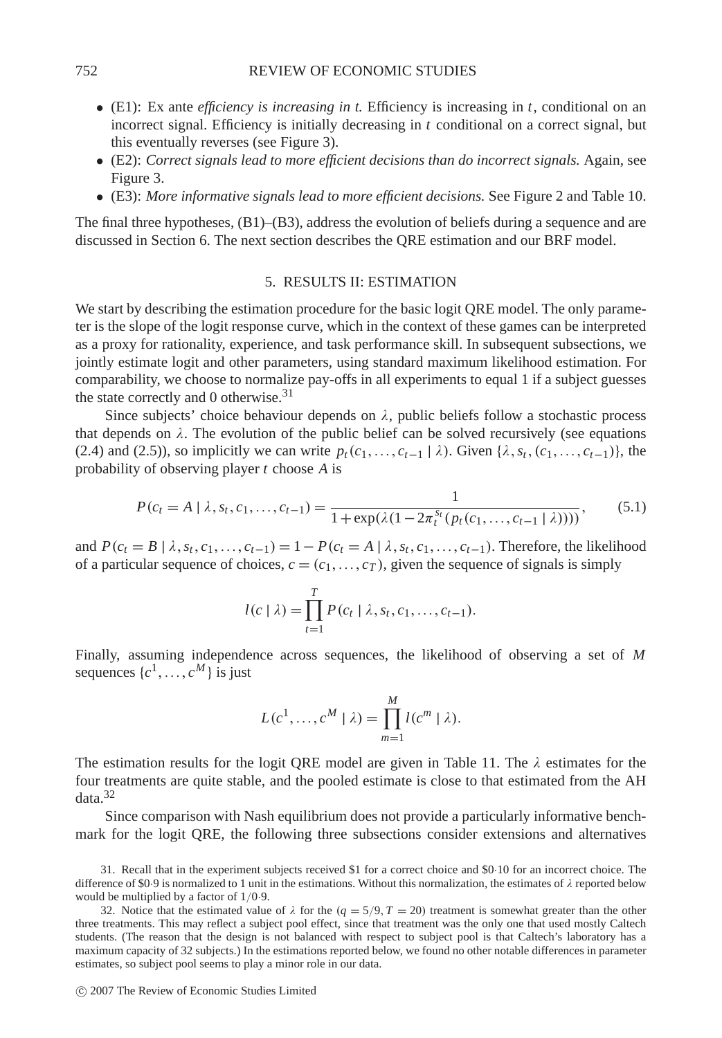- (E1): Ex ante *efficiency is increasing in t.* Efficiency is increasing in $t$, conditional on an incorrect signal. Efficiency is initially decreasing in $t$ conditional on a correct signal, but this eventually reverses (see Figure 3).
- (E2): *Correct signals lead to more efficient decisions than do incorrect signals.* Again, see Figure 3.
- (E3): *More informative signals lead to more efficient decisions.* See Figure 2 and Table 10.

The final three hypotheses, (B1)–(B3), address the evolution of beliefs during a sequence and are discussed in Section 6. The next section describes the QRE estimation and our BRF model.

## 5. RESULTS II: ESTIMATION

We start by describing the estimation procedure for the basic logit QRE model. The only parameter is the slope of the logit response curve, which in the context of these games can be interpreted as a proxy for rationality, experience, and task performance skill. In subsequent subsections, we jointly estimate logit and other parameters, using standard maximum likelihood estimation. For comparability, we choose to normalize pay-offs in all experiments to equal 1 if a subject guesses the state correctly and 0 otherwise.[31]

Since subjects' choice behaviour depends on $\lambda$, public beliefs follow a stochastic process that depends on $\lambda$. The evolution of the public belief can be solved recursively (see equations (2.4) and (2.5)), so implicitly we can write $p_t(c_1, \ldots, c_{t-1} \mid \lambda)$. Given $\{\lambda, s_t, (c_1, \ldots, c_{t-1})\}$, the probability of observing player $t$ choose $A$ is

$$P(c_t = A \mid \lambda, s_t, c_1, \ldots, c_{t-1}) = \frac{1}{1 + \exp(\lambda(1 - 2\pi_t^{s_t}(p_t(c_1, \ldots, c_{t-1} \mid \lambda))))}, \tag{5.1}$$

and $P(c_t = B \mid \lambda, s_t, c_1, \ldots, c_{t-1}) = 1 - P(c_t = A \mid \lambda, s_t, c_1, \ldots, c_{t-1})$. Therefore, the likelihood of a particular sequence of choices, $c = (c_1, \ldots, c_T)$, given the sequence of signals is simply

$$l(c \mid \lambda) = \prod_{t=1}^{T} P(c_t \mid \lambda, s_t, c_1, \ldots, c_{t-1}).$$

Finally, assuming independence across sequences, the likelihood of observing a set of $M$ sequences $\{c^1, \ldots, c^M\}$ is just

$$L(c^1, \ldots, c^M \mid \lambda) = \prod_{m=1}^{M} l(c^m \mid \lambda).$$

The estimation results for the logit QRE model are given in Table 11. The $\lambda$ estimates for the four treatments are quite stable, and the pooled estimate is close to that estimated from the AH data.[32]

Since comparison with Nash equilibrium does not provide a particularly informative benchmark for the logit QRE, the following three subsections consider extensions and alternatives

31. Recall that in the experiment subjects received \$1 for a correct choice and \$0·10 for an incorrect choice. The difference of \$0·9 is normalized to 1 unit in the estimations. Without this normalization, the estimates of $\lambda$ reported below would be multiplied by a factor of $1/0{\cdot}9$.

32. Notice that the estimated value of $\lambda$ for the ($q = 5/9, T = 20$) treatment is somewhat greater than the other three treatments. This may reflect a subject pool effect, since that treatment was the only one that used mostly Caltech students. (The reason that the design is not balanced with respect to subject pool is that Caltech's laboratory has a maximum capacity of 32 subjects.) In the estimations reported below, we found no other notable differences in parameter estimates, so subject pool seems to play a minor role in our data.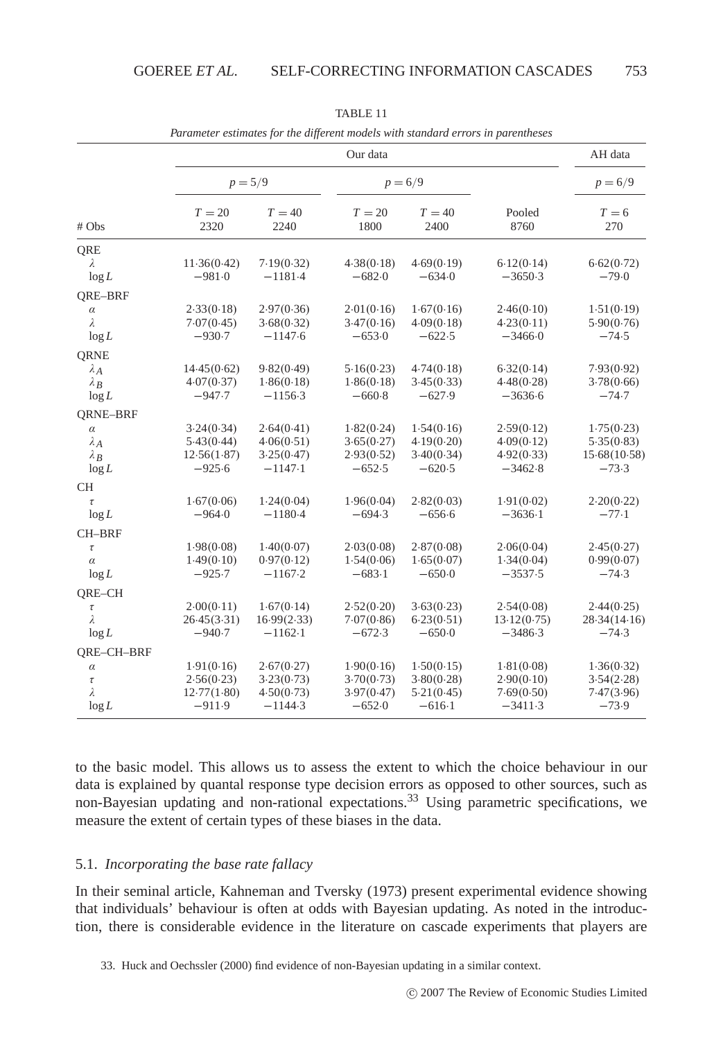TABLE 11

*Parameter estimates for the different models with standard errors in parentheses*

| | Our data | | | | | AH data |
|---|---|---|---|---|---|---|
| | $p = 5/9$ | | $p = 6/9$ | | | $p = 6/9$ |
| # Obs | $T = 20$ 2320 | $T = 40$ 2240 | $T = 20$ 1800 | $T = 40$ 2400 | Pooled 8760 | $T = 6$ 270 |
| QRE | | | | | | |
| $\lambda$ | 11·36(0·42) | 7·19(0·32) | 4·38(0·18) | 4·69(0·19) | 6·12(0·14) | 6·62(0·72) |
| $\log L$ | −981·0 | −1181·4 | −682·0 | −634·0 | −3650·3 | −79·0 |
| QRE–BRF | | | | | | |
| $\alpha$ | 2·33(0·18) | 2·97(0·36) | 2·01(0·16) | 1·67(0·16) | 2·46(0·10) | 1·51(0·19) |
| $\lambda$ | 7·07(0·45) | 3·68(0·32) | 3·47(0·16) | 4·09(0·18) | 4·23(0·11) | 5·90(0·76) |
| $\log L$ | −930·7 | −1147·6 | −653·0 | −622·5 | −3466·0 | −74·5 |
| QRNE | | | | | | |
| $\lambda_A$ | 14·45(0·62) | 9·82(0·49) | 5·16(0·23) | 4·74(0·18) | 6·32(0·14) | 7·93(0·92) |
| $\lambda_B$ | 4·07(0·37) | 1·86(0·18) | 1·86(0·18) | 3·45(0·33) | 4·48(0·28) | 3·78(0·66) |
| $\log L$ | −947·7 | −1156·3 | −660·8 | −627·9 | −3636·6 | −74·7 |
| QRNE–BRF | | | | | | |
| $\alpha$ | 3·24(0·34) | 2·64(0·41) | 1·82(0·24) | 1·54(0·16) | 2·59(0·12) | 1·75(0·23) |
| $\lambda_A$ | 5·43(0·44) | 4·06(0·51) | 3·65(0·27) | 4·19(0·20) | 4·09(0·12) | 5·35(0·83) |
| $\lambda_B$ | 12·56(1·87) | 3·25(0·47) | 2·93(0·52) | 3·40(0·34) | 4·92(0·33) | 15·68(10·58) |
| $\log L$ | −925·6 | −1147·1 | −652·5 | −620·5 | −3462·8 | −73·3 |
| CH | | | | | | |
| $\tau$ | 1·67(0·06) | 1·24(0·04) | 1·96(0·04) | 2·82(0·03) | 1·91(0·02) | 2·20(0·22) |
| $\log L$ | −964·0 | −1180·4 | −694·3 | −656·6 | −3636·1 | −77·1 |
| CH–BRF | | | | | | |
| $\tau$ | 1·98(0·08) | 1·40(0·07) | 2·03(0·08) | 2·87(0·08) | 2·06(0·04) | 2·45(0·27) |
| $\alpha$ | 1·49(0·10) | 0·97(0·12) | 1·54(0·06) | 1·65(0·07) | 1·34(0·04) | 0·99(0·07) |
| $\log L$ | −925·7 | −1167·2 | −683·1 | −650·0 | −3537·5 | −74·3 |
| QRE–CH | | | | | | |
| $\tau$ | 2·00(0·11) | 1·67(0·14) | 2·52(0·20) | 3·63(0·23) | 2·54(0·08) | 2·44(0·25) |
| $\lambda$ | 26·45(3·31) | 16·99(2·33) | 7·07(0·86) | 6·23(0·51) | 13·12(0·75) | 28·34(14·16) |
| $\log L$ | −940·7 | −1162·1 | −672·3 | −650·0 | −3486·3 | −74·3 |
| QRE–CH–BRF | | | | | | |
| $\alpha$ | 1·91(0·16) | 2·67(0·27) | 1·90(0·16) | 1·50(0·15) | 1·81(0·08) | 1·36(0·32) |
| $\tau$ | 2·56(0·23) | 3·23(0·73) | 3·70(0·73) | 3·80(0·28) | 2·90(0·10) | 3·54(2·28) |
| $\lambda$ | 12·77(1·80) | 4·50(0·73) | 3·97(0·47) | 5·21(0·45) | 7·69(0·50) | 7·47(3·96) |
| $\log L$ | −911·9 | −1144·3 | −652·0 | −616·1 | −3411·3 | −73·9 |

to the basic model. This allows us to assess the extent to which the choice behaviour in our data is explained by quantal response type decision errors as opposed to other sources, such as non-Bayesian updating and non-rational expectations.[33] Using parametric specifications, we measure the extent of certain types of these biases in the data.

### 5.1. *Incorporating the base rate fallacy*

In their seminal article, Kahneman and Tversky (1973) present experimental evidence showing that individuals' behaviour is often at odds with Bayesian updating. As noted in the introduction, there is considerable evidence in the literature on cascade experiments that players are

33. Huck and Oechssler (2000) find evidence of non-Bayesian updating in a similar context.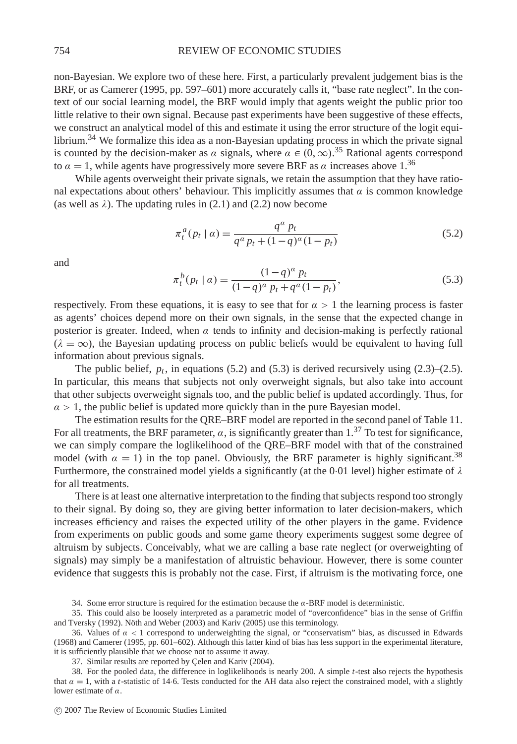non-Bayesian. We explore two of these here. First, a particularly prevalent judgement bias is the BRF, or as Camerer (1995, pp. 597–601) more accurately calls it, "base rate neglect". In the context of our social learning model, the BRF would imply that agents weight the public prior too little relative to their own signal. Because past experiments have been suggestive of these effects, we construct an analytical model of this and estimate it using the error structure of the logit equilibrium.[34] We formalize this idea as a non-Bayesian updating process in which the private signal is counted by the decision-maker as $\alpha$ signals, where $\alpha \in (0, \infty)$.[35] Rational agents correspond to $\alpha = 1$, while agents have progressively more severe BRF as $\alpha$ increases above 1.[36]

While agents overweight their private signals, we retain the assumption that they have rational expectations about others' behaviour. This implicitly assumes that $\alpha$ is common knowledge (as well as $\lambda$). The updating rules in (2.1) and (2.2) now become

$$\pi_t^a(p_t \mid \alpha) = \frac{q^\alpha \, p_t}{q^\alpha \, p_t + (1-q)^\alpha (1-p_t)} \tag{5.2}$$

and

$$\pi_t^b(p_t \mid \alpha) = \frac{(1-q)^\alpha \, p_t}{(1-q)^\alpha \, p_t + q^\alpha (1-p_t)}, \tag{5.3}$$

respectively. From these equations, it is easy to see that for $\alpha > 1$ the learning process is faster as agents' choices depend more on their own signals, in the sense that the expected change in posterior is greater. Indeed, when $\alpha$ tends to infinity and decision-making is perfectly rational ($\lambda = \infty$), the Bayesian updating process on public beliefs would be equivalent to having full information about previous signals.

The public belief, $p_t$, in equations (5.2) and (5.3) is derived recursively using (2.3)–(2.5). In particular, this means that subjects not only overweight signals, but also take into account that other subjects overweight signals too, and the public belief is updated accordingly. Thus, for $\alpha > 1$, the public belief is updated more quickly than in the pure Bayesian model.

The estimation results for the QRE–BRF model are reported in the second panel of Table 11. For all treatments, the BRF parameter, $\alpha$, is significantly greater than 1.[37] To test for significance, we can simply compare the loglikelihood of the QRE–BRF model with that of the constrained model (with $\alpha = 1$) in the top panel. Obviously, the BRF parameter is highly significant.[38] Furthermore, the constrained model yields a significantly (at the 0·01 level) higher estimate of $\lambda$ for all treatments.

There is at least one alternative interpretation to the finding that subjects respond too strongly to their signal. By doing so, they are giving better information to later decision-makers, which increases efficiency and raises the expected utility of the other players in the game. Evidence from experiments on public goods and some game theory experiments suggest some degree of altruism by subjects. Conceivably, what we are calling a base rate neglect (or overweighting of signals) may simply be a manifestation of altruistic behaviour. However, there is some counter evidence that suggests this is probably not the case. First, if altruism is the motivating force, one

34. Some error structure is required for the estimation because the $\alpha$-BRF model is deterministic.

35. This could also be loosely interpreted as a parametric model of "overconfidence" bias in the sense of Griffin and Tversky (1992). Nöth and Weber (2003) and Kariv (2005) use this terminology.

36. Values of $\alpha < 1$ correspond to underweighting the signal, or "conservatism" bias, as discussed in Edwards (1968) and Camerer (1995, pp. 601–602). Although this latter kind of bias has less support in the experimental literature, it is sufficiently plausible that we choose not to assume it away.

37. Similar results are reported by Çelen and Kariv (2004).

38. For the pooled data, the difference in loglikelihoods is nearly 200. A simple $t$-test also rejects the hypothesis that $\alpha = 1$, with a $t$-statistic of 14·6. Tests conducted for the AH data also reject the constrained model, with a slightly lower estimate of $\alpha$.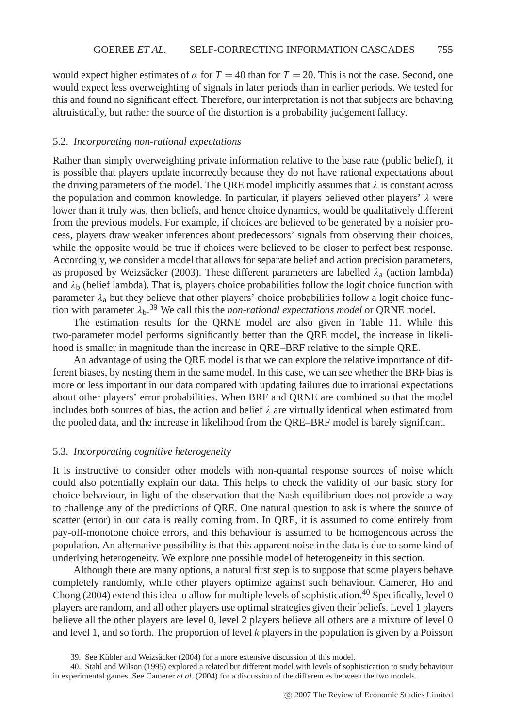would expect higher estimates of $\alpha$ for $T = 40$ than for $T = 20$. This is not the case. Second, one would expect less overweighting of signals in later periods than in earlier periods. We tested for this and found no significant effect. Therefore, our interpretation is not that subjects are behaving altruistically, but rather the source of the distortion is a probability judgement fallacy.

### 5.2. *Incorporating non-rational expectations*

Rather than simply overweighting private information relative to the base rate (public belief), it is possible that players update incorrectly because they do not have rational expectations about the driving parameters of the model. The QRE model implicitly assumes that $\lambda$ is constant across the population and common knowledge. In particular, if players believed other players' $\lambda$ were lower than it truly was, then beliefs, and hence choice dynamics, would be qualitatively different from the previous models. For example, if choices are believed to be generated by a noisier process, players draw weaker inferences about predecessors' signals from observing their choices, while the opposite would be true if choices were believed to be closer to perfect best response. Accordingly, we consider a model that allows for separate belief and action precision parameters, as proposed by Weizsäcker (2003). These different parameters are labelled $\lambda_a$ (action lambda) and $\lambda_b$ (belief lambda). That is, players choice probabilities follow the logit choice function with parameter $\lambda_a$ but they believe that other players' choice probabilities follow a logit choice function with parameter $\lambda_b$.[39] We call this the *non-rational expectations model* or QRNE model.

The estimation results for the QRNE model are also given in Table 11. While this two-parameter model performs significantly better than the QRE model, the increase in likelihood is smaller in magnitude than the increase in QRE–BRF relative to the simple QRE.

An advantage of using the QRE model is that we can explore the relative importance of different biases, by nesting them in the same model. In this case, we can see whether the BRF bias is more or less important in our data compared with updating failures due to irrational expectations about other players' error probabilities. When BRF and QRNE are combined so that the model includes both sources of bias, the action and belief $\lambda$ are virtually identical when estimated from the pooled data, and the increase in likelihood from the QRE–BRF model is barely significant.

### 5.3. *Incorporating cognitive heterogeneity*

It is instructive to consider other models with non-quantal response sources of noise which could also potentially explain our data. This helps to check the validity of our basic story for choice behaviour, in light of the observation that the Nash equilibrium does not provide a way to challenge any of the predictions of QRE. One natural question to ask is where the source of scatter (error) in our data is really coming from. In QRE, it is assumed to come entirely from pay-off-monotone choice errors, and this behaviour is assumed to be homogeneous across the population. An alternative possibility is that this apparent noise in the data is due to some kind of underlying heterogeneity. We explore one possible model of heterogeneity in this section.

Although there are many options, a natural first step is to suppose that some players behave completely randomly, while other players optimize against such behaviour. Camerer, Ho and Chong (2004) extend this idea to allow for multiple levels of sophistication.[40] Specifically, level 0 players are random, and all other players use optimal strategies given their beliefs. Level 1 players believe all the other players are level 0, level 2 players believe all others are a mixture of level 0 and level 1, and so forth. The proportion of level $k$ players in the population is given by a Poisson

39. See Kübler and Weizsäcker (2004) for a more extensive discussion of this model.

40. Stahl and Wilson (1995) explored a related but different model with levels of sophistication to study behaviour in experimental games. See Camerer *et al.* (2004) for a discussion of the differences between the two models.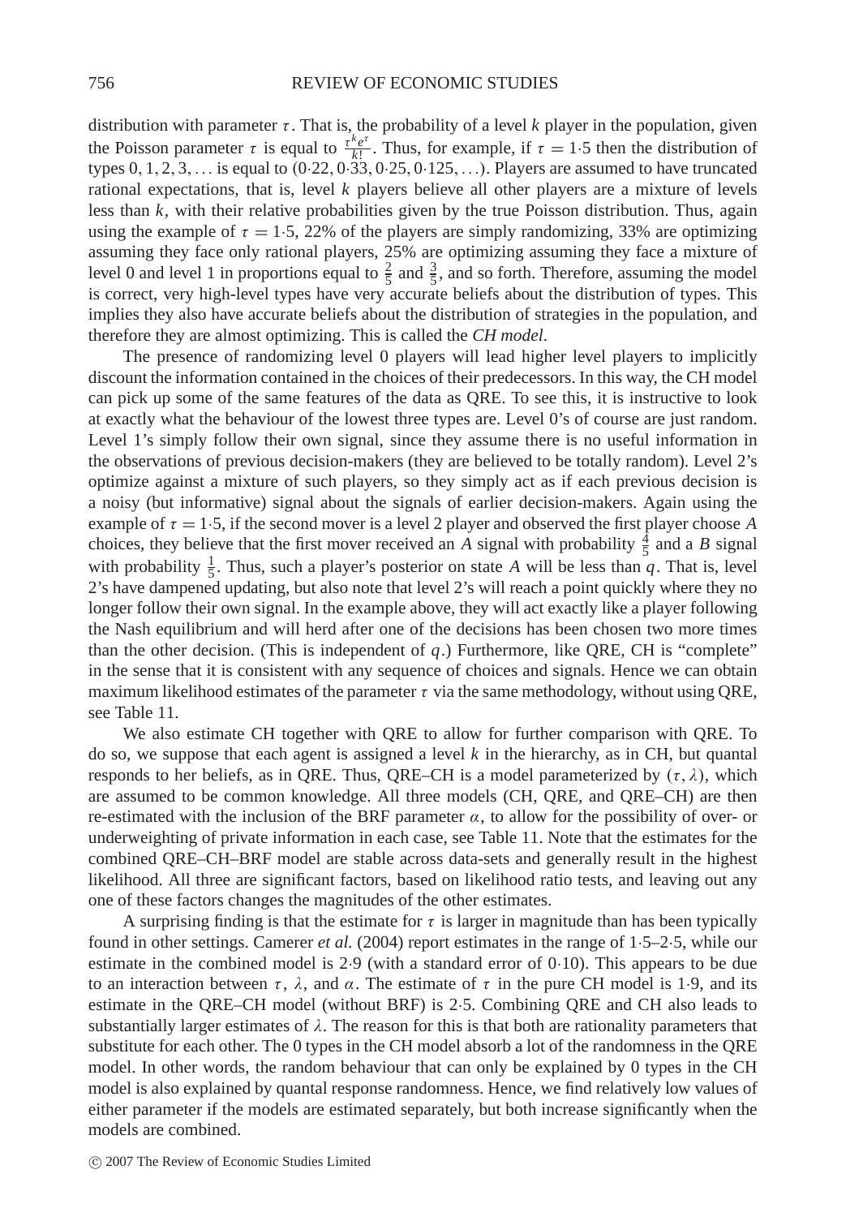distribution with parameter $\tau$. That is, the probability of a level $k$ player in the population, given the Poisson parameter $\tau$ is equal to $\frac{\tau^k e^\tau}{k!}$. Thus, for example, if $\tau = 1{\cdot}5$ then the distribution of types $0, 1, 2, 3, \ldots$ is equal to $(0{\cdot}22, 0{\cdot}33, 0{\cdot}25, 0{\cdot}125, \ldots)$. Players are assumed to have truncated rational expectations, that is, level $k$ players believe all other players are a mixture of levels less than $k$, with their relative probabilities given by the true Poisson distribution. Thus, again using the example of $\tau = 1{\cdot}5$, 22% of the players are simply randomizing, 33% are optimizing assuming they face only rational players, 25% are optimizing assuming they face a mixture of level 0 and level 1 in proportions equal to $\frac{2}{5}$ and $\frac{3}{5}$, and so forth. Therefore, assuming the model is correct, very high-level types have very accurate beliefs about the distribution of types. This implies they also have accurate beliefs about the distribution of strategies in the population, and therefore they are almost optimizing. This is called the *CH model*.

The presence of randomizing level 0 players will lead higher level players to implicitly discount the information contained in the choices of their predecessors. In this way, the CH model can pick up some of the same features of the data as QRE. To see this, it is instructive to look at exactly what the behaviour of the lowest three types are. Level 0's of course are just random. Level 1's simply follow their own signal, since they assume there is no useful information in the observations of previous decision-makers (they are believed to be totally random). Level 2's optimize against a mixture of such players, so they simply act as if each previous decision is a noisy (but informative) signal about the signals of earlier decision-makers. Again using the example of $\tau = 1{\cdot}5$, if the second mover is a level 2 player and observed the first player choose $A$ choices, they believe that the first mover received an $A$ signal with probability $\frac{4}{5}$ and a $B$ signal with probability $\frac{1}{5}$. Thus, such a player's posterior on state $A$ will be less than $q$. That is, level 2's have dampened updating, but also note that level 2's will reach a point quickly where they no longer follow their own signal. In the example above, they will act exactly like a player following the Nash equilibrium and will herd after one of the decisions has been chosen two more times than the other decision. (This is independent of $q$.) Furthermore, like QRE, CH is "complete" in the sense that it is consistent with any sequence of choices and signals. Hence we can obtain maximum likelihood estimates of the parameter $\tau$ via the same methodology, without using QRE, see Table 11.

We also estimate CH together with QRE to allow for further comparison with QRE. To do so, we suppose that each agent is assigned a level $k$ in the hierarchy, as in CH, but quantal responds to her beliefs, as in QRE. Thus, QRE–CH is a model parameterized by $(\tau, \lambda)$, which are assumed to be common knowledge. All three models (CH, QRE, and QRE–CH) are then re-estimated with the inclusion of the BRF parameter $\alpha$, to allow for the possibility of over- or underweighting of private information in each case, see Table 11. Note that the estimates for the combined QRE–CH–BRF model are stable across data-sets and generally result in the highest likelihood. All three are significant factors, based on likelihood ratio tests, and leaving out any one of these factors changes the magnitudes of the other estimates.

A surprising finding is that the estimate for $\tau$ is larger in magnitude than has been typically found in other settings. Camerer *et al.* (2004) report estimates in the range of 1·5–2·5, while our estimate in the combined model is 2·9 (with a standard error of 0·10). This appears to be due to an interaction between $\tau$, $\lambda$, and $\alpha$. The estimate of $\tau$ in the pure CH model is 1·9, and its estimate in the QRE–CH model (without BRF) is 2·5. Combining QRE and CH also leads to substantially larger estimates of $\lambda$. The reason for this is that both are rationality parameters that substitute for each other. The 0 types in the CH model absorb a lot of the randomness in the QRE model. In other words, the random behaviour that can only be explained by 0 types in the CH model is also explained by quantal response randomness. Hence, we find relatively low values of either parameter if the models are estimated separately, but both increase significantly when the models are combined.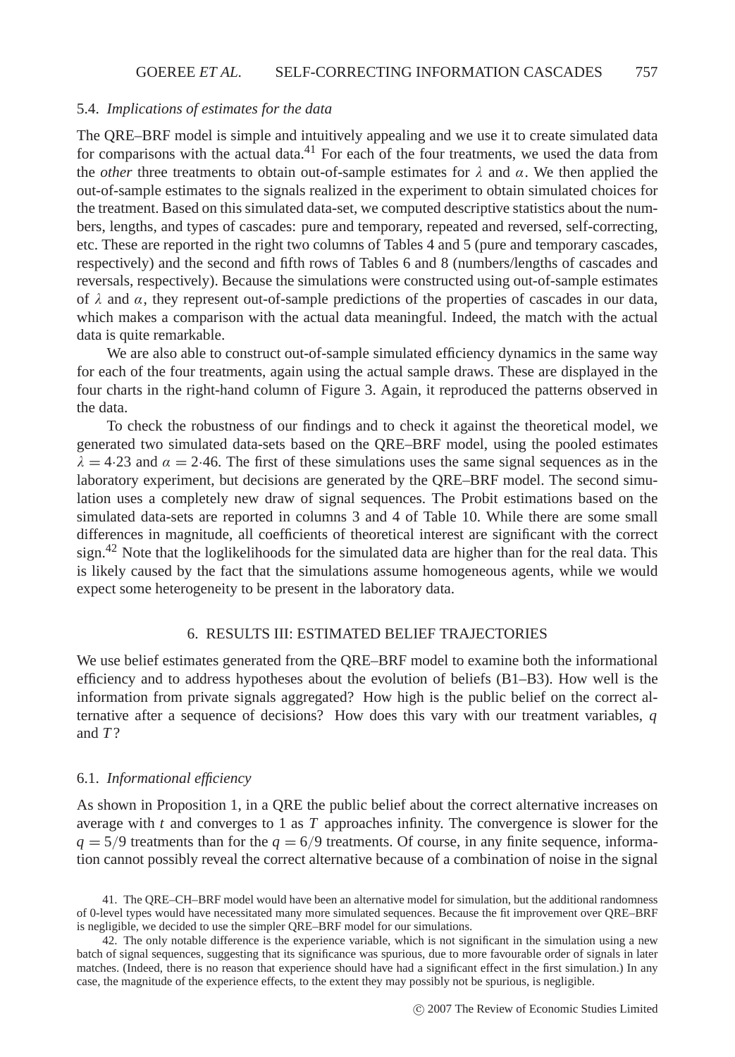### 5.4. *Implications of estimates for the data*

The QRE–BRF model is simple and intuitively appealing and we use it to create simulated data for comparisons with the actual data.[41] For each of the four treatments, we used the data from the *other* three treatments to obtain out-of-sample estimates for $\lambda$ and $\alpha$. We then applied the out-of-sample estimates to the signals realized in the experiment to obtain simulated choices for the treatment. Based on this simulated data-set, we computed descriptive statistics about the numbers, lengths, and types of cascades: pure and temporary, repeated and reversed, self-correcting, etc. These are reported in the right two columns of Tables 4 and 5 (pure and temporary cascades, respectively) and the second and fifth rows of Tables 6 and 8 (numbers/lengths of cascades and reversals, respectively). Because the simulations were constructed using out-of-sample estimates of $\lambda$ and $\alpha$, they represent out-of-sample predictions of the properties of cascades in our data, which makes a comparison with the actual data meaningful. Indeed, the match with the actual data is quite remarkable.

We are also able to construct out-of-sample simulated efficiency dynamics in the same way for each of the four treatments, again using the actual sample draws. These are displayed in the four charts in the right-hand column of Figure 3. Again, it reproduced the patterns observed in the data.

To check the robustness of our findings and to check it against the theoretical model, we generated two simulated data-sets based on the QRE–BRF model, using the pooled estimates $\lambda = 4{\cdot}23$ and $\alpha = 2{\cdot}46$. The first of these simulations uses the same signal sequences as in the laboratory experiment, but decisions are generated by the QRE–BRF model. The second simulation uses a completely new draw of signal sequences. The Probit estimations based on the simulated data-sets are reported in columns 3 and 4 of Table 10. While there are some small differences in magnitude, all coefficients of theoretical interest are significant with the correct sign.[42] Note that the loglikelihoods for the simulated data are higher than for the real data. This is likely caused by the fact that the simulations assume homogeneous agents, while we would expect some heterogeneity to be present in the laboratory data.

## 6. RESULTS III: ESTIMATED BELIEF TRAJECTORIES

We use belief estimates generated from the QRE–BRF model to examine both the informational efficiency and to address hypotheses about the evolution of beliefs (B1–B3). How well is the information from private signals aggregated? How high is the public belief on the correct alternative after a sequence of decisions? How does this vary with our treatment variables, $q$ and $T$?

### 6.1. *Informational efficiency*

As shown in Proposition 1, in a QRE the public belief about the correct alternative increases on average with $t$ and converges to 1 as $T$ approaches infinity. The convergence is slower for the $q = 5/9$ treatments than for the $q = 6/9$ treatments. Of course, in any finite sequence, information cannot possibly reveal the correct alternative because of a combination of noise in the signal

41. The QRE–CH–BRF model would have been an alternative model for simulation, but the additional randomness of 0-level types would have necessitated many more simulated sequences. Because the fit improvement over QRE–BRF is negligible, we decided to use the simpler QRE–BRF model for our simulations.

42. The only notable difference is the experience variable, which is not significant in the simulation using a new batch of signal sequences, suggesting that its significance was spurious, due to more favourable order of signals in later matches. (Indeed, there is no reason that experience should have had a significant effect in the first simulation.) In any case, the magnitude of the experience effects, to the extent they may possibly not be spurious, is negligible.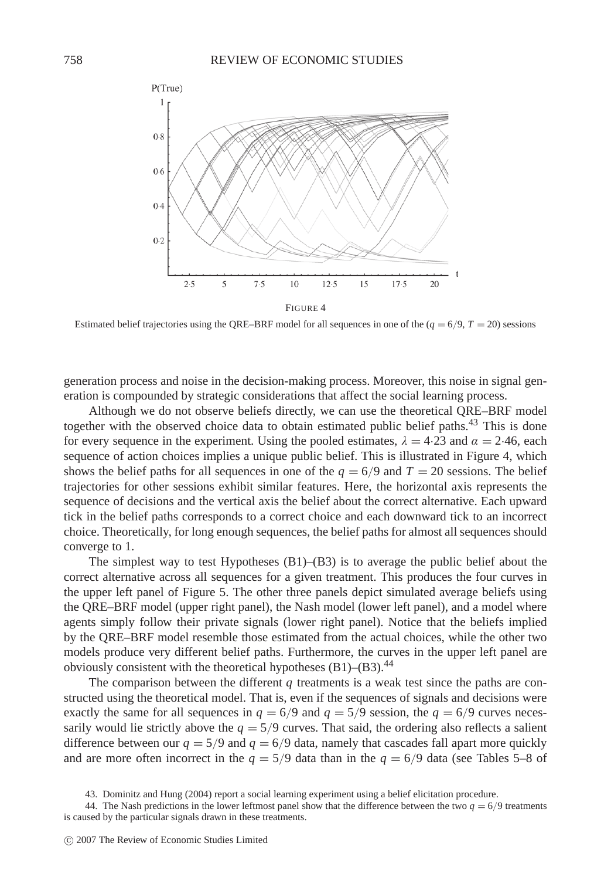FIGURE 4

Estimated belief trajectories using the QRE–BRF model for all sequences in one of the ($q = 6/9$, $T = 20$) sessions

generation process and noise in the decision-making process. Moreover, this noise in signal generation is compounded by strategic considerations that affect the social learning process.

Although we do not observe beliefs directly, we can use the theoretical QRE–BRF model together with the observed choice data to obtain estimated public belief paths.[43] This is done for every sequence in the experiment. Using the pooled estimates, $\lambda = 4{\cdot}23$ and $\alpha = 2{\cdot}46$, each sequence of action choices implies a unique public belief. This is illustrated in Figure 4, which shows the belief paths for all sequences in one of the $q = 6/9$ and $T = 20$ sessions. The belief trajectories for other sessions exhibit similar features. Here, the horizontal axis represents the sequence of decisions and the vertical axis the belief about the correct alternative. Each upward tick in the belief paths corresponds to a correct choice and each downward tick to an incorrect choice. Theoretically, for long enough sequences, the belief paths for almost all sequences should converge to 1.

The simplest way to test Hypotheses (B1)–(B3) is to average the public belief about the correct alternative across all sequences for a given treatment. This produces the four curves in the upper left panel of Figure 5. The other three panels depict simulated average beliefs using the QRE–BRF model (upper right panel), the Nash model (lower left panel), and a model where agents simply follow their private signals (lower right panel). Notice that the beliefs implied by the QRE–BRF model resemble those estimated from the actual choices, while the other two models produce very different belief paths. Furthermore, the curves in the upper left panel are obviously consistent with the theoretical hypotheses (B1)–(B3).[44]

The comparison between the different $q$ treatments is a weak test since the paths are constructed using the theoretical model. That is, even if the sequences of signals and decisions were exactly the same for all sequences in $q = 6/9$ and $q = 5/9$ session, the $q = 6/9$ curves necessarily would lie strictly above the $q = 5/9$ curves. That said, the ordering also reflects a salient difference between our $q = 5/9$ and $q = 6/9$ data, namely that cascades fall apart more quickly and are more often incorrect in the $q = 5/9$ data than in the $q = 6/9$ data (see Tables 5–8 of

43. Dominitz and Hung (2004) report a social learning experiment using a belief elicitation procedure.

44. The Nash predictions in the lower leftmost panel show that the difference between the two $q = 6/9$ treatments is caused by the particular signals drawn in these treatments.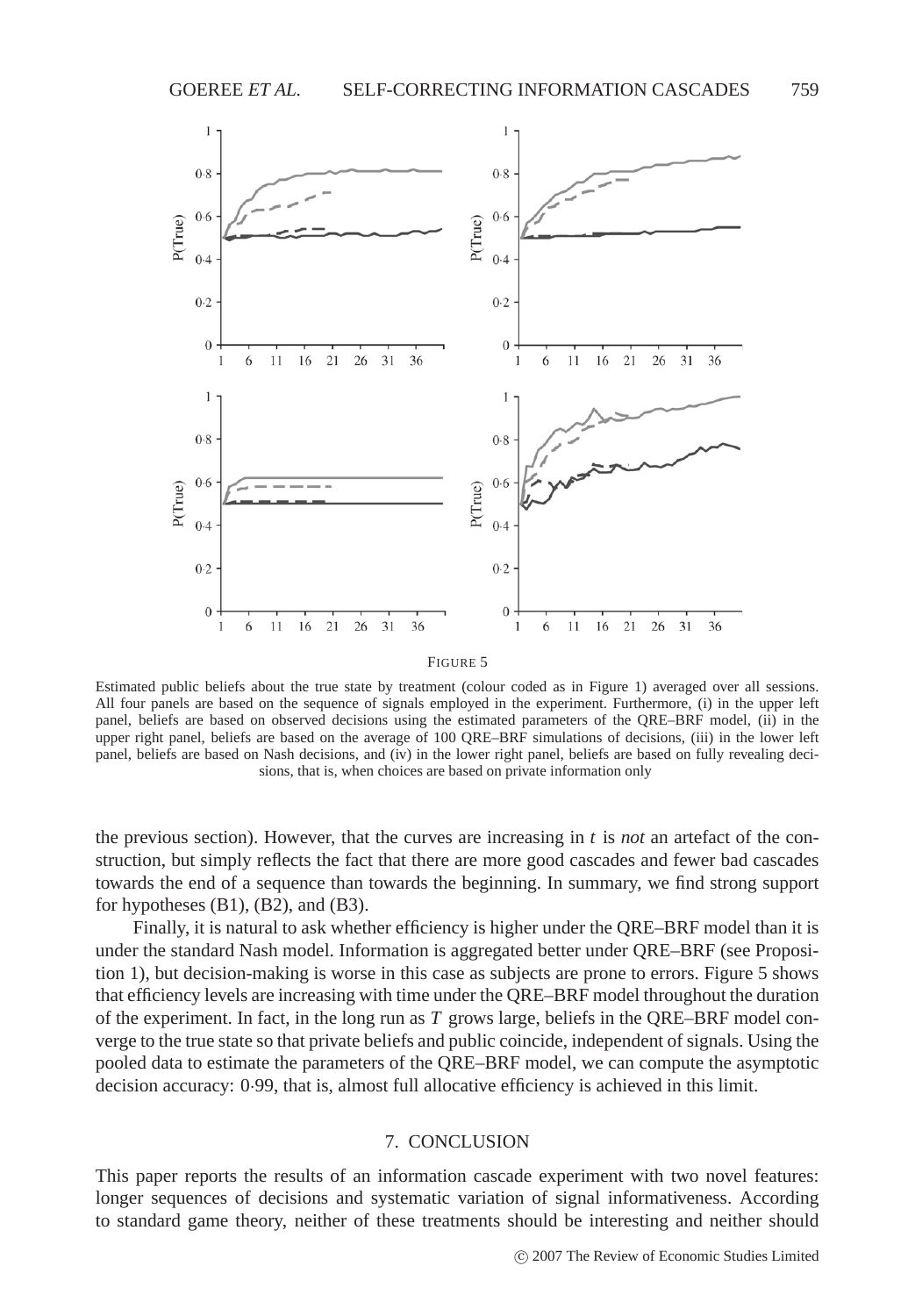FIGURE 5

Estimated public beliefs about the true state by treatment (colour coded as in Figure 1) averaged over all sessions. All four panels are based on the sequence of signals employed in the experiment. Furthermore, (i) in the upper left panel, beliefs are based on observed decisions using the estimated parameters of the QRE–BRF model, (ii) in the upper right panel, beliefs are based on the average of 100 QRE–BRF simulations of decisions, (iii) in the lower left panel, beliefs are based on Nash decisions, and (iv) in the lower right panel, beliefs are based on fully revealing decisions, that is, when choices are based on private information only

the previous section). However, that the curves are increasing in $t$ is *not* an artefact of the construction, but simply reflects the fact that there are more good cascades and fewer bad cascades towards the end of a sequence than towards the beginning. In summary, we find strong support for hypotheses (B1), (B2), and (B3).

Finally, it is natural to ask whether efficiency is higher under the QRE–BRF model than it is under the standard Nash model. Information is aggregated better under QRE–BRF (see Proposition 1), but decision-making is worse in this case as subjects are prone to errors. Figure 5 shows that efficiency levels are increasing with time under the QRE–BRF model throughout the duration of the experiment. In fact, in the long run as $T$ grows large, beliefs in the QRE–BRF model converge to the true state so that private beliefs and public coincide, independent of signals. Using the pooled data to estimate the parameters of the QRE–BRF model, we can compute the asymptotic decision accuracy: 0·99, that is, almost full allocative efficiency is achieved in this limit.

## 7. CONCLUSION

This paper reports the results of an information cascade experiment with two novel features: longer sequences of decisions and systematic variation of signal informativeness. According to standard game theory, neither of these treatments should be interesting and neither should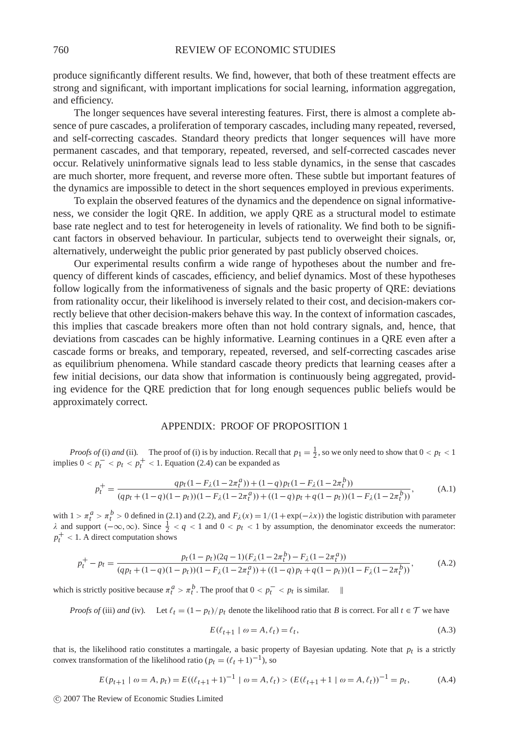produce significantly different results. We find, however, that both of these treatment effects are strong and significant, with important implications for social learning, information aggregation, and efficiency.

The longer sequences have several interesting features. First, there is almost a complete absence of pure cascades, a proliferation of temporary cascades, including many repeated, reversed, and self-correcting cascades. Standard theory predicts that longer sequences will have more permanent cascades, and that temporary, repeated, reversed, and self-corrected cascades never occur. Relatively uninformative signals lead to less stable dynamics, in the sense that cascades are much shorter, more frequent, and reverse more often. These subtle but important features of the dynamics are impossible to detect in the short sequences employed in previous experiments.

To explain the observed features of the dynamics and the dependence on signal informativeness, we consider the logit QRE. In addition, we apply QRE as a structural model to estimate base rate neglect and to test for heterogeneity in levels of rationality. We find both to be significant factors in observed behaviour. In particular, subjects tend to overweight their signals, or, alternatively, underweight the public prior generated by past publicly observed choices.

Our experimental results confirm a wide range of hypotheses about the number and frequency of different kinds of cascades, efficiency, and belief dynamics. Most of these hypotheses follow logically from the informativeness of signals and the basic property of QRE: deviations from rationality occur, their likelihood is inversely related to their cost, and decision-makers correctly believe that other decision-makers behave this way. In the context of information cascades, this implies that cascade breakers more often than not hold contrary signals, and, hence, that deviations from cascades can be highly informative. Learning continues in a QRE even after a cascade forms or breaks, and temporary, repeated, reversed, and self-correcting cascades arise as equilibrium phenomena. While standard cascade theory predicts that learning ceases after a few initial decisions, our data show that information is continuously being aggregated, providing evidence for the QRE prediction that for long enough sequences public beliefs would be approximately correct.

## APPENDIX: PROOF OF PROPOSITION 1

*Proofs of* (i) *and* (ii). The proof of (i) is by induction. Recall that $p_1 = \frac{1}{2}$, so we only need to show that $0 < p_t < 1$ implies $0 < p_t^- < p_t < p_t^+ < 1$. Equation (2.4) can be expanded as

$$p_t^+ = \frac{qp_t(1 - F_\lambda(1 - 2\pi_t^a)) + (1-q)p_t(1 - F_\lambda(1 - 2\pi_t^b))}{(qp_t + (1-q)(1-p_t))(1 - F_\lambda(1 - 2\pi_t^a)) + ((1-q)p_t + q(1-p_t))(1 - F_\lambda(1 - 2\pi_t^b))}, \tag{A.1}$$

with $1 > \pi_t^a > \pi_t^b > 0$ defined in (2.1) and (2.2), and $F_\lambda(x) = 1/(1 + \exp(-\lambda x))$ the logistic distribution with parameter $\lambda$ and support $(-\infty, \infty)$. Since $\frac{1}{2} < q < 1$ and $0 < p_t < 1$ by assumption, the denominator exceeds the numerator: $p_t^+ < 1$. A direct computation shows

$$p_t^+ - p_t = \frac{p_t(1-p_t)(2q-1)(F_\lambda(1 - 2\pi_t^b) - F_\lambda(1 - 2\pi_t^a))}{(qp_t + (1-q)(1-p_t))(1 - F_\lambda(1 - 2\pi_t^a)) + ((1-q)p_t + q(1-p_t))(1 - F_\lambda(1 - 2\pi_t^b))}, \tag{A.2}$$

which is strictly positive because $\pi_t^a > \pi_t^b$. The proof that $0 < p_t^- < p_t$ is similar. ‖

*Proofs of* (iii) *and* (iv). Let $\ell_t = (1 - p_t)/p_t$ denote the likelihood ratio that $B$ is correct. For all $t \in \mathcal{T}$ we have

$$E(\ell_{t+1} \mid \omega = A, \ell_t) = \ell_t, \tag{A.3}$$

that is, the likelihood ratio constitutes a martingale, a basic property of Bayesian updating. Note that $p_t$ is a strictly convex transformation of the likelihood ratio ($p_t = (\ell_t + 1)^{-1}$), so

$$E(p_{t+1} \mid \omega = A, p_t) = E((\ell_{t+1} + 1)^{-1} \mid \omega = A, \ell_t) > (E(\ell_{t+1} + 1 \mid \omega = A, \ell_t))^{-1} = p_t, \tag{A.4}$$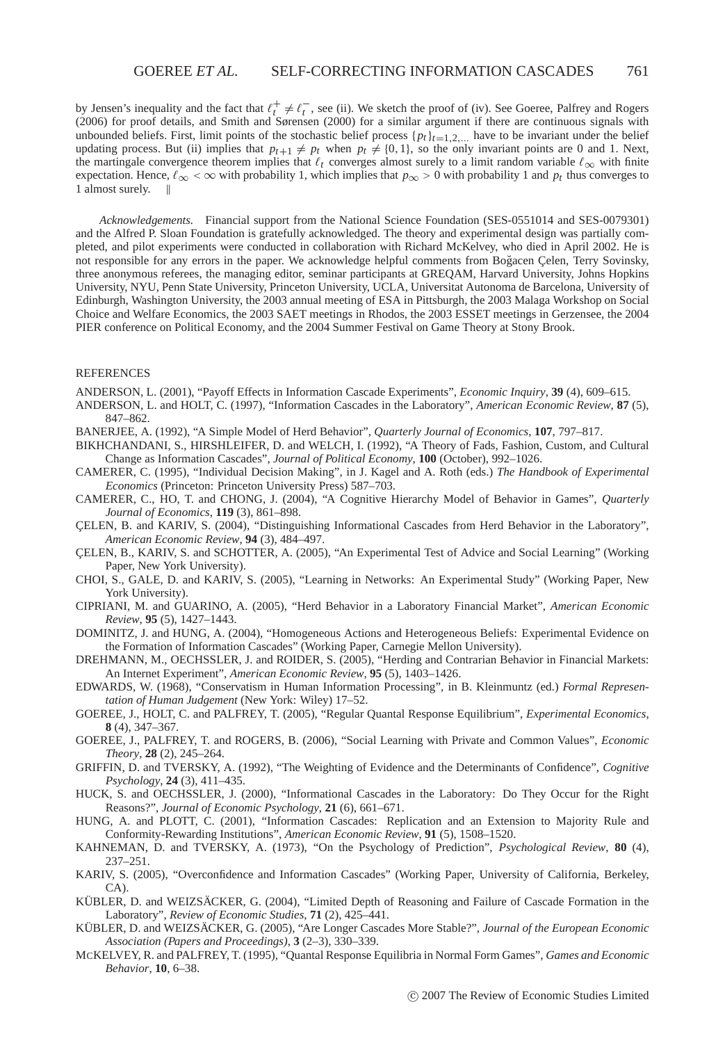by Jensen's inequality and the fact that $\ell_t^+ \neq \ell_t^-$, see (ii). We sketch the proof of (iv). See Goeree, Palfrey and Rogers (2006) for proof details, and Smith and Sørensen (2000) for a similar argument if there are continuous signals with unbounded beliefs. First, limit points of the stochastic belief process $\{p_t\}_{t=1,2,...}$ have to be invariant under the belief updating process. But (ii) implies that $p_{t+1} \neq p_t$ when $p_t \neq \{0, 1\}$, so the only invariant points are 0 and 1. Next, the martingale convergence theorem implies that $\ell_t$ converges almost surely to a limit random variable $\ell_\infty$ with finite expectation. Hence, $\ell_\infty < \infty$ with probability 1, which implies that $p_\infty > 0$ with probability 1 and $p_t$ thus converges to 1 almost surely. ‖

*Acknowledgements.* Financial support from the National Science Foundation (SES-0551014 and SES-0079301) and the Alfred P. Sloan Foundation is gratefully acknowledged. The theory and experimental design was partially completed, and pilot experiments were conducted in collaboration with Richard McKelvey, who died in April 2002. He is not responsible for any errors in the paper. We acknowledge helpful comments from Boğacen Çelen, Terry Sovinsky, three anonymous referees, the managing editor, seminar participants at GREQAM, Harvard University, Johns Hopkins University, NYU, Penn State University, Princeton University, UCLA, Universitat Autonoma de Barcelona, University of Edinburgh, Washington University, the 2003 annual meeting of ESA in Pittsburgh, the 2003 Malaga Workshop on Social Choice and Welfare Economics, the 2003 SAET meetings in Rhodos, the 2003 ESSET meetings in Gerzensee, the 2004 PIER conference on Political Economy, and the 2004 Summer Festival on Game Theory at Stony Brook.

## REFERENCES

ANDERSON, L. (2001), "Payoff Effects in Information Cascade Experiments", *Economic Inquiry*, **39** (4), 609–615.

ANDERSON, L. and HOLT, C. (1997), "Information Cascades in the Laboratory", *American Economic Review*, **87** (5), 847–862.

BANERJEE, A. (1992), "A Simple Model of Herd Behavior", *Quarterly Journal of Economics*, **107**, 797–817.

BIKHCHANDANI, S., HIRSHLEIFER, D. and WELCH, I. (1992), "A Theory of Fads, Fashion, Custom, and Cultural Change as Information Cascades", *Journal of Political Economy*, **100** (October), 992–1026.

CAMERER, C. (1995), "Individual Decision Making", in J. Kagel and A. Roth (eds.) *The Handbook of Experimental Economics* (Princeton: Princeton University Press) 587–703.

CAMERER, C., HO, T. and CHONG, J. (2004), "A Cognitive Hierarchy Model of Behavior in Games", *Quarterly Journal of Economics*, **119** (3), 861–898.

ÇELEN, B. and KARIV, S. (2004), "Distinguishing Informational Cascades from Herd Behavior in the Laboratory", *American Economic Review*, **94** (3), 484–497.

ÇELEN, B., KARIV, S. and SCHOTTER, A. (2005), "An Experimental Test of Advice and Social Learning" (Working Paper, New York University).

CHOI, S., GALE, D. and KARIV, S. (2005), "Learning in Networks: An Experimental Study" (Working Paper, New York University).

CIPRIANI, M. and GUARINO, A. (2005), "Herd Behavior in a Laboratory Financial Market", *American Economic Review*, **95** (5), 1427–1443.

DOMINITZ, J. and HUNG, A. (2004), "Homogeneous Actions and Heterogeneous Beliefs: Experimental Evidence on the Formation of Information Cascades" (Working Paper, Carnegie Mellon University).

DREHMANN, M., OECHSSLER, J. and ROIDER, S. (2005), "Herding and Contrarian Behavior in Financial Markets: An Internet Experiment", *American Economic Review*, **95** (5), 1403–1426.

EDWARDS, W. (1968), "Conservatism in Human Information Processing", in B. Kleinmuntz (ed.) *Formal Representation of Human Judgement* (New York: Wiley) 17–52.

GOEREE, J., HOLT, C. and PALFREY, T. (2005), "Regular Quantal Response Equilibrium", *Experimental Economics*, **8** (4), 347–367.

GOEREE, J., PALFREY, T. and ROGERS, B. (2006), "Social Learning with Private and Common Values", *Economic Theory*, **28** (2), 245–264.

GRIFFIN, D. and TVERSKY, A. (1992), "The Weighting of Evidence and the Determinants of Confidence", *Cognitive Psychology*, **24** (3), 411–435.

HUCK, S. and OECHSSLER, J. (2000), "Informational Cascades in the Laboratory: Do They Occur for the Right Reasons?", *Journal of Economic Psychology*, **21** (6), 661–671.

HUNG, A. and PLOTT, C. (2001), "Information Cascades: Replication and an Extension to Majority Rule and Conformity-Rewarding Institutions", *American Economic Review*, **91** (5), 1508–1520.

KAHNEMAN, D. and TVERSKY, A. (1973), "On the Psychology of Prediction", *Psychological Review*, **80** (4), 237–251.

KARIV, S. (2005), "Overconfidence and Information Cascades" (Working Paper, University of California, Berkeley, CA).

KÜBLER, D. and WEIZSÄCKER, G. (2004), "Limited Depth of Reasoning and Failure of Cascade Formation in the Laboratory", *Review of Economic Studies*, **71** (2), 425–441.

KÜBLER, D. and WEIZSÄCKER, G. (2005), "Are Longer Cascades More Stable?", *Journal of the European Economic Association (Papers and Proceedings)*, **3** (2–3), 330–339.

MCKELVEY, R. and PALFREY, T. (1995), "Quantal Response Equilibria in Normal Form Games", *Games and Economic Behavior*, **10**, 6–38.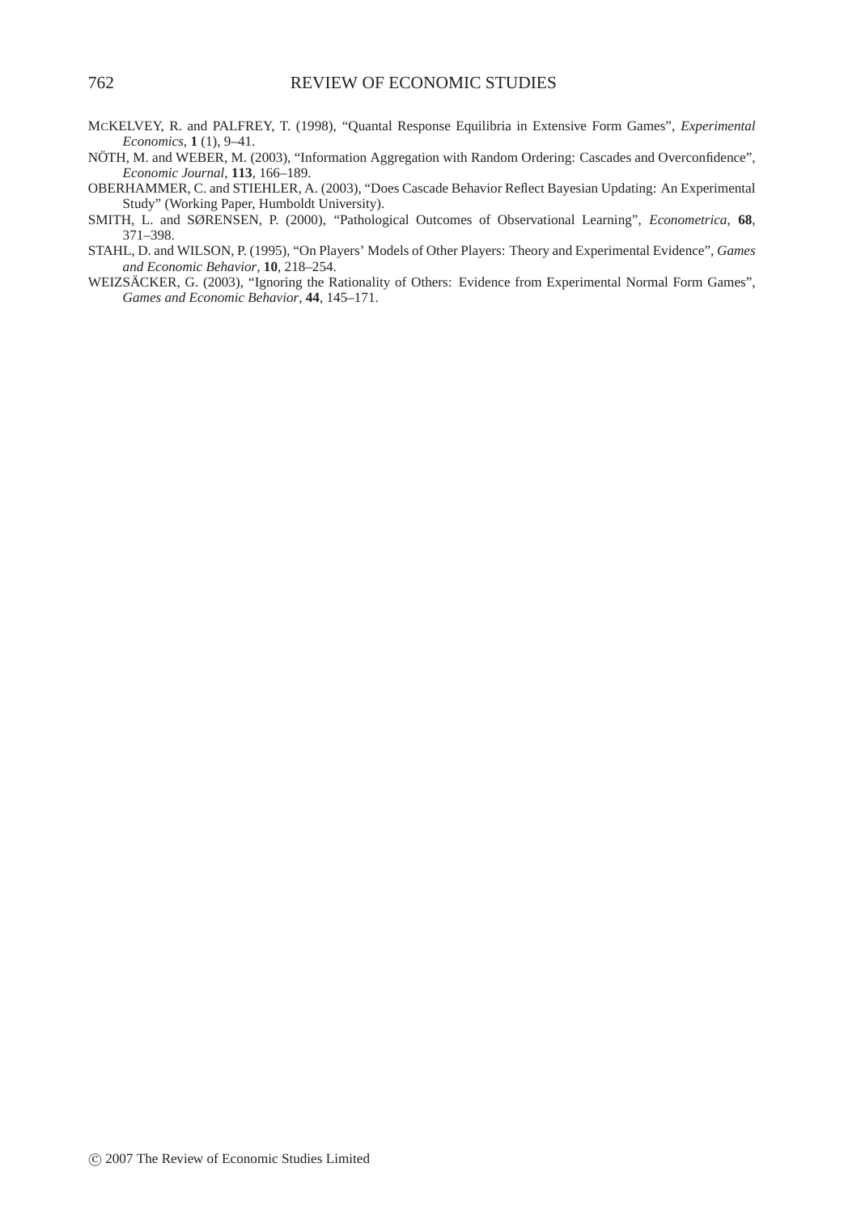McKELVEY, R. and PALFREY, T. (1998), "Quantal Response Equilibria in Extensive Form Games", *Experimental Economics*, **1** (1), 9–41.

NÖTH, M. and WEBER, M. (2003), "Information Aggregation with Random Ordering: Cascades and Overconfidence", *Economic Journal*, **113**, 166–189.

OBERHAMMER, C. and STIEHLER, A. (2003), "Does Cascade Behavior Reflect Bayesian Updating: An Experimental Study" (Working Paper, Humboldt University).

SMITH, L. and SØRENSEN, P. (2000), "Pathological Outcomes of Observational Learning", *Econometrica*, **68**, 371–398.

STAHL, D. and WILSON, P. (1995), "On Players' Models of Other Players: Theory and Experimental Evidence", *Games and Economic Behavior*, **10**, 218–254.

WEIZSÄCKER, G. (2003), "Ignoring the Rationality of Others: Evidence from Experimental Normal Form Games", *Games and Economic Behavior*, **44**, 145–171.